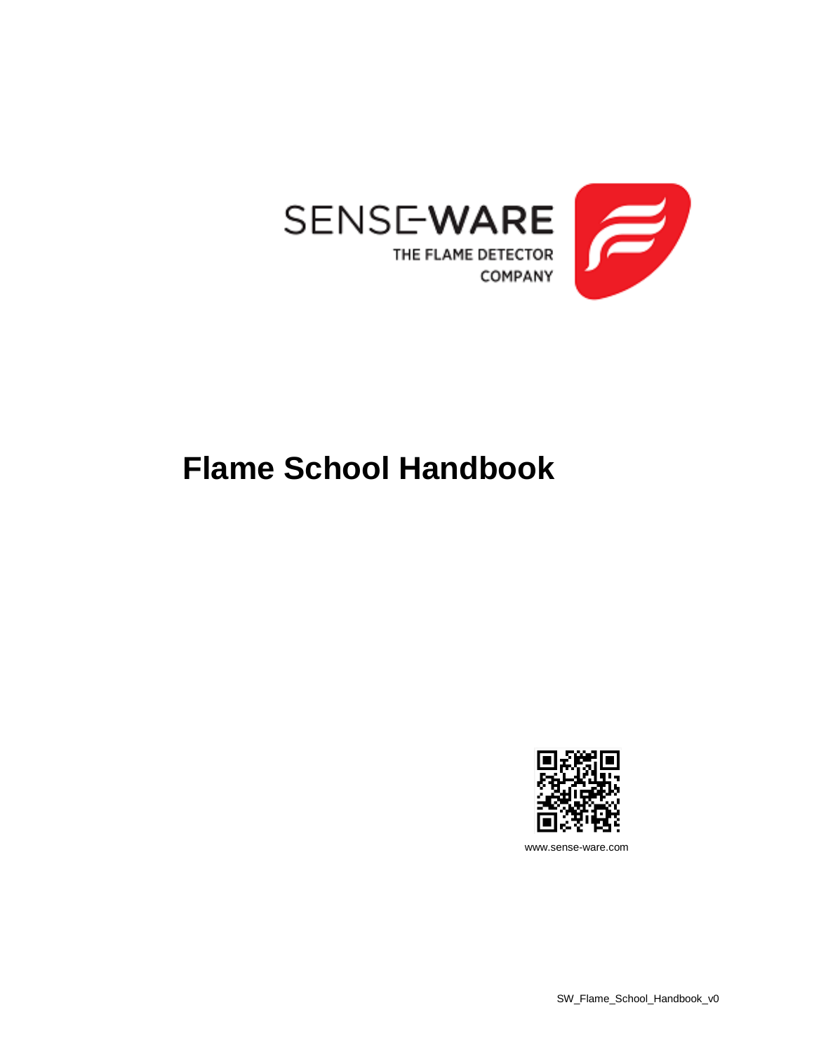SENSE-WARE

THE FLAME DETECTOR COMPANY

# Flame School Handbook

www.sense-ware.com

SW_Flame_School_Handbook_v0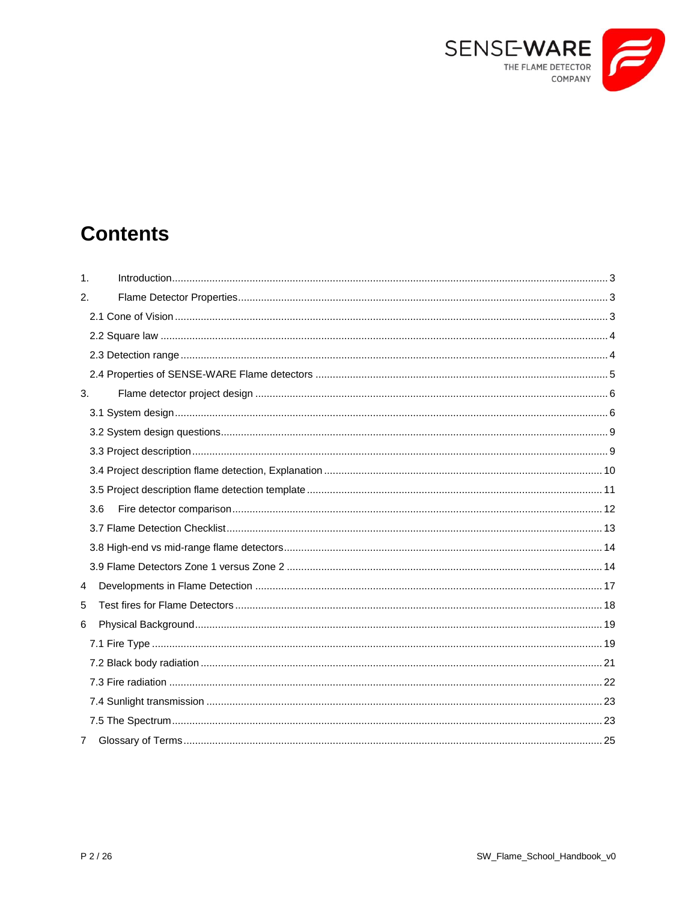# Contents

1. Introduction ........ 3
2. Flame Detector Properties ........ 3
   - 2.1 Cone of Vision ........ 3
   - 2.2 Square law ........ 4
   - 2.3 Detection range ........ 4
   - 2.4 Properties of SENSE-WARE Flame detectors ........ 5
3. Flame detector project design ........ 6
   - 3.1 System design ........ 6
   - 3.2 System design questions ........ 9
   - 3.3 Project description ........ 9
   - 3.4 Project description flame detection, Explanation ........ 10
   - 3.5 Project description flame detection template ........ 11
   - 3.6 Fire detector comparison ........ 12
   - 3.7 Flame Detection Checklist ........ 13
   - 3.8 High-end vs mid-range flame detectors ........ 14
   - 3.9 Flame Detectors Zone 1 versus Zone 2 ........ 14
4. Developments in Flame Detection ........ 17
5. Test fires for Flame Detectors ........ 18
6. Physical Background ........ 19
   - 7.1 Fire Type ........ 19
   - 7.2 Black body radiation ........ 21
   - 7.3 Fire radiation ........ 22
   - 7.4 Sunlight transmission ........ 23
   - 7.5 The Spectrum ........ 23
7. Glossary of Terms ........ 25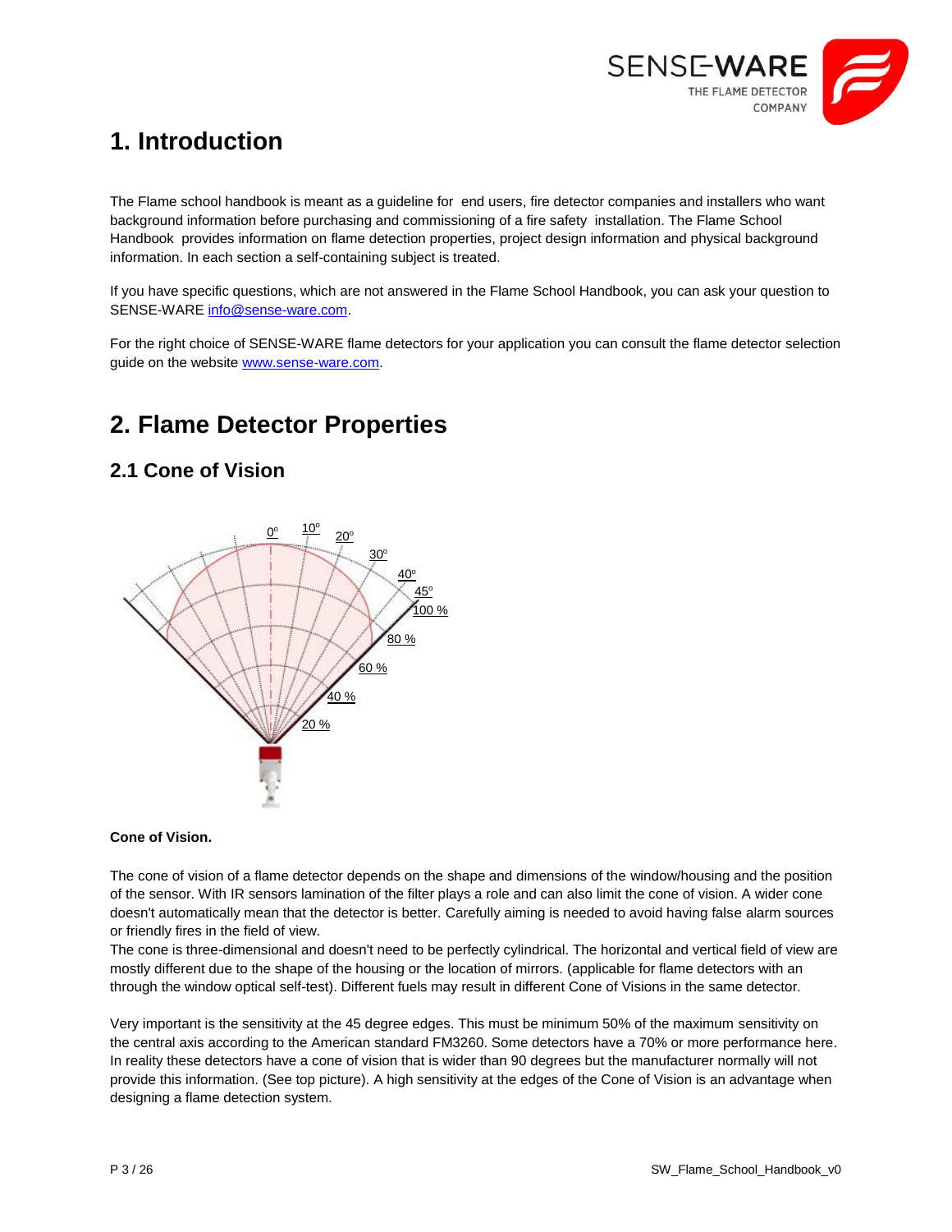# 1. Introduction

The Flame school handbook is meant as a guideline for end users, fire detector companies and installers who want background information before purchasing and commissioning of a fire safety installation. The Flame School Handbook provides information on flame detection properties, project design information and physical background information. In each section a self-containing subject is treated.

If you have specific questions, which are not answered in the Flame School Handbook, you can ask your question to SENSE-WARE info@sense-ware.com.

For the right choice of SENSE-WARE flame detectors for your application you can consult the flame detector selection guide on the website www.sense-ware.com.

# 2. Flame Detector Properties

## 2.1 Cone of Vision

**Cone of Vision.**

The cone of vision of a flame detector depends on the shape and dimensions of the window/housing and the position of the sensor. With IR sensors lamination of the filter plays a role and can also limit the cone of vision. A wider cone doesn't automatically mean that the detector is better. Carefully aiming is needed to avoid having false alarm sources or friendly fires in the field of view.
The cone is three-dimensional and doesn't need to be perfectly cylindrical. The horizontal and vertical field of view are mostly different due to the shape of the housing or the location of mirrors. (applicable for flame detectors with an through the window optical self-test). Different fuels may result in different Cone of Visions in the same detector.

Very important is the sensitivity at the 45 degree edges. This must be minimum 50% of the maximum sensitivity on the central axis according to the American standard FM3260. Some detectors have a 70% or more performance here. In reality these detectors have a cone of vision that is wider than 90 degrees but the manufacturer normally will not provide this information. (See top picture). A high sensitivity at the edges of the Cone of Vision is an advantage when designing a flame detection system.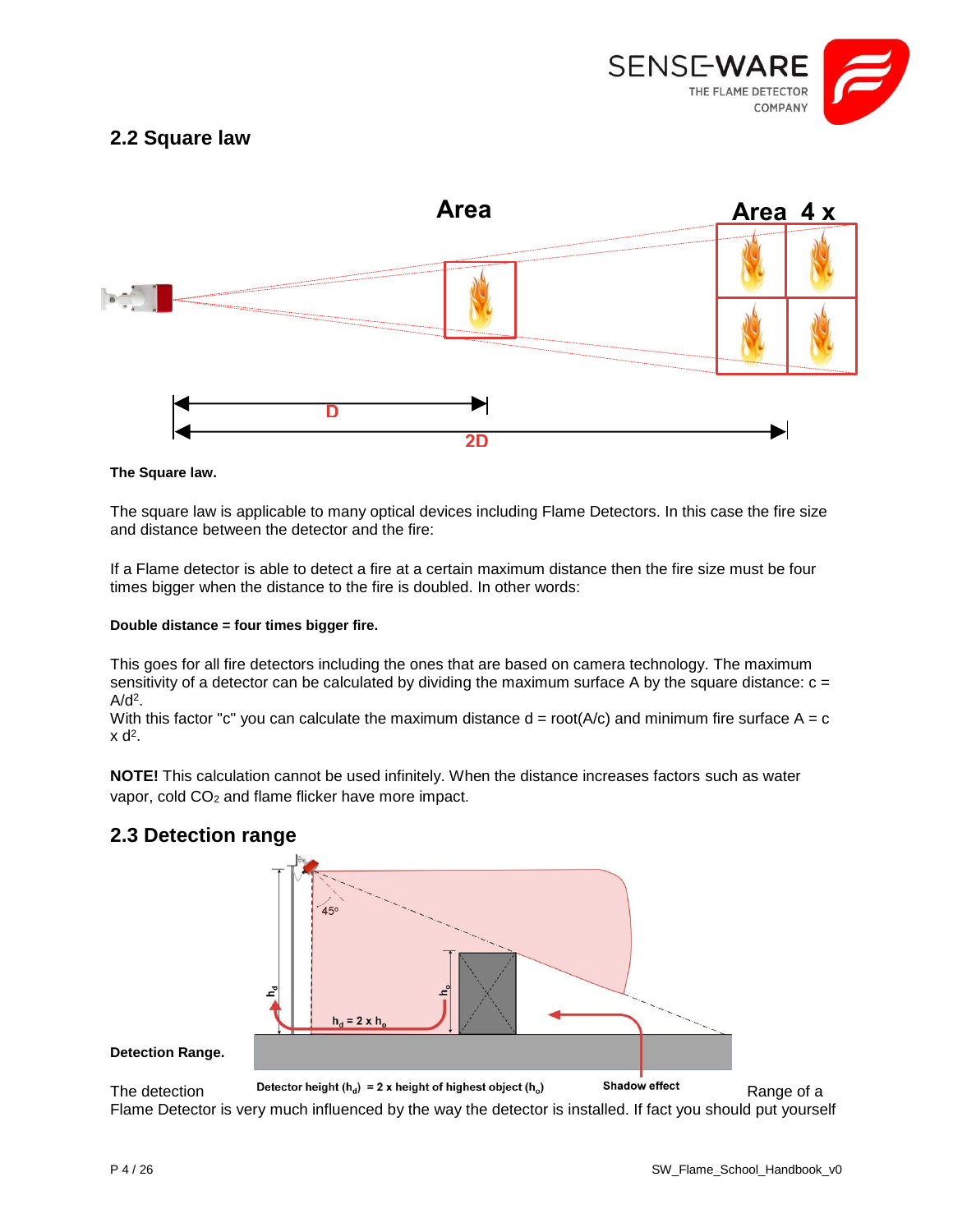## 2.2 Square law

**The Square law.**

The square law is applicable to many optical devices including Flame Detectors. In this case the fire size and distance between the detector and the fire:

If a Flame detector is able to detect a fire at a certain maximum distance then the fire size must be four times bigger when the distance to the fire is doubled. In other words:

**Double distance = four times bigger fire.**

This goes for all fire detectors including the ones that are based on camera technology. The maximum sensitivity of a detector can be calculated by dividing the maximum surface A by the square distance: $c = A/d^2$.
With this factor "c" you can calculate the maximum distance $d = \text{root}(A/c)$ and minimum fire surface $A = c \times d^2$.

**NOTE!** This calculation cannot be used infinitely. When the distance increases factors such as water vapor, cold $CO_2$ and flame flicker have more impact.

## 2.3 Detection range

**Detection Range.**

The detection Range of a Flame Detector is very much influenced by the way the detector is installed. If fact you should put yourself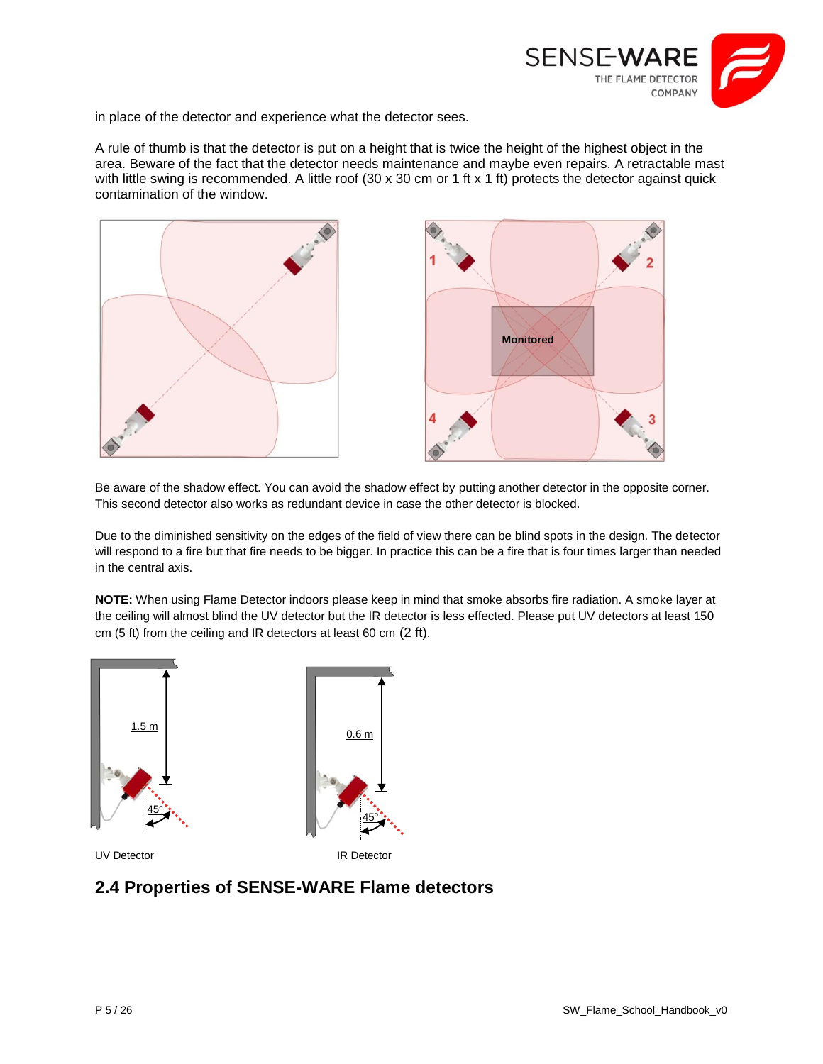in place of the detector and experience what the detector sees.

A rule of thumb is that the detector is put on a height that is twice the height of the highest object in the area. Beware of the fact that the detector needs maintenance and maybe even repairs. A retractable mast with little swing is recommended. A little roof (30 x 30 cm or 1 ft x 1 ft) protects the detector against quick contamination of the window.

Be aware of the shadow effect. You can avoid the shadow effect by putting another detector in the opposite corner. This second detector also works as redundant device in case the other detector is blocked.

Due to the diminished sensitivity on the edges of the field of view there can be blind spots in the design. The detector will respond to a fire but that fire needs to be bigger. In practice this can be a fire that is four times larger than needed in the central axis.

**NOTE:** When using Flame Detector indoors please keep in mind that smoke absorbs fire radiation. A smoke layer at the ceiling will almost blind the UV detector but the IR detector is less effected. Please put UV detectors at least 150 cm (5 ft) from the ceiling and IR detectors at least 60 cm (2 ft).

UV Detector

IR Detector

## 2.4 Properties of SENSE-WARE Flame detectors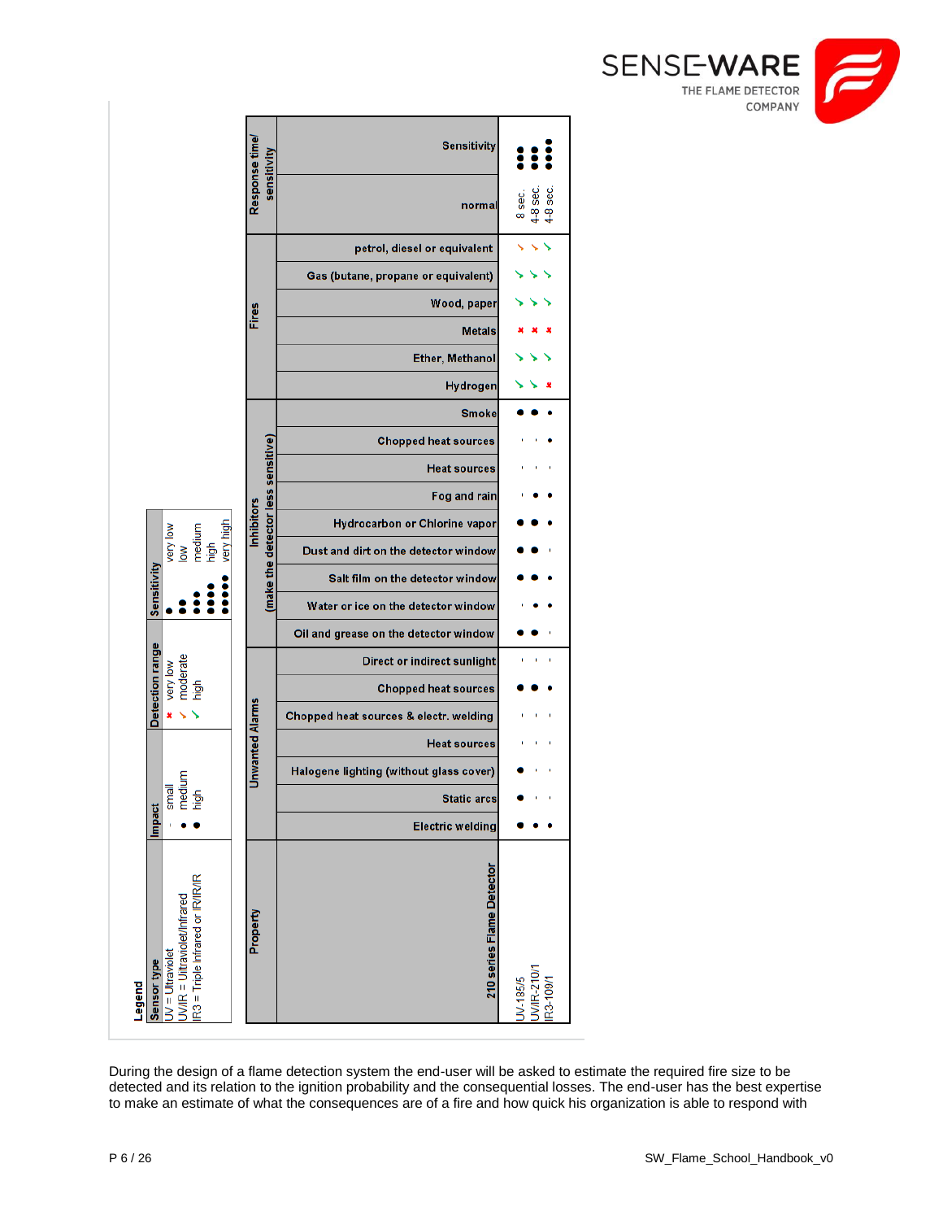**Legend**

| Sensor type | Impact | Detection range | Sensitivity |
|---|---|---|---|
| UV = Ultraviolet | ' small | ✗ very low | ● very low |
| UV/IR = Ultraviolet/Infrared | • medium | ↘ (orange) moderate | ●● low |
| IR3 = Triple Infrared or IR/IR/IR | ● high | ↘ (green) high | ●●● medium |
| | | | ●●●● high |
| | | | ●●●●● very high |

| | | UV-185/5 | UV/IR-210/1 | IR3-109/1 |
|---|---|---|---|---|
| **Property** | 210 series Flame Detector | UV-185/5 | UV/IR-210/1 | IR3-109/1 |
| **Unwanted Alarms** | Electric welding | ● | • | • |
| | Static arcs | • | ' | ' |
| | Halogene lighting (without glass cover) | • | ' | ' |
| | Heat sources | ' | ' | ' |
| | Chopped heat sources & electr. welding | ' | ' | ' |
| | Chopped heat sources | ● | ● | • |
| | Direct or indirect sunlight | ' | ' | ' |
| **Inhibitors (make the detector less sensitive)** | Oil and grease on the detector window | ● | ● | ' |
| | Water or ice on the detector window | ' | ● | • |
| | Salt film on the detector window | ● | ● | • |
| | Dust and dirt on the detector window | ● | ● | ' |
| | Hydrocarbon or Chlorine vapor | ● | ● | • |
| | Fog and rain | ' | ● | • |
| | Heat sources | ' | ' | ' |
| | Chopped heat sources | ' | ' | • |
| | Smoke | ● | ● | • |
| **Fires** | Hydrogen | ↘ (green) | ↘ (green) | ✗ |
| | Ether, Methanol | ↘ (green) | ↘ (green) | ↘ (green) |
| | Metals | ✗ | ✗ | ✗ |
| | Wood, paper | ↘ (green) | ↘ (green) | ↘ (green) |
| | Gas (butane, propane or equivalent) | ↘ (green) | ↘ (green) | ↘ (green) |
| | petrol, diesel or equivalent | ↘ (orange) | ↘ (orange) | ↘ (green) |
| **Response time/ sensitivity** | normal | 8 sec. | 4-8 sec. | 4-8 sec. |
| | Sensitivity | ●●● | ●●● | ●●●● |

During the design of a flame detection system the end-user will be asked to estimate the required fire size to be detected and its relation to the ignition probability and the consequential losses. The end-user has the best expertise to make an estimate of what the consequences are of a fire and how quick his organization is able to respond with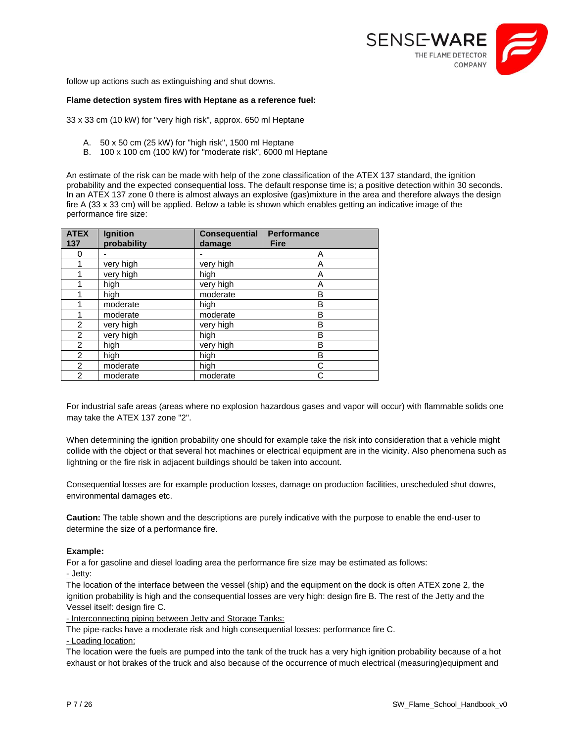follow up actions such as extinguishing and shut downs.

**Flame detection system fires with Heptane as a reference fuel:**

33 x 33 cm (10 kW) for "very high risk", approx. 650 ml Heptane

A. 50 x 50 cm (25 kW) for "high risk", 1500 ml Heptane
B. 100 x 100 cm (100 kW) for "moderate risk", 6000 ml Heptane

An estimate of the risk can be made with help of the zone classification of the ATEX 137 standard, the ignition probability and the expected consequential loss. The default response time is; a positive detection within 30 seconds. In an ATEX 137 zone 0 there is almost always an explosive (gas)mixture in the area and therefore always the design fire A (33 x 33 cm) will be applied. Below a table is shown which enables getting an indicative image of the performance fire size:

| ATEX 137 | Ignition probability | Consequential damage | Performance Fire |
|---|---|---|---|
| 0 | - | - | A |
| 1 | very high | very high | A |
| 1 | very high | high | A |
| 1 | high | very high | A |
| 1 | high | moderate | B |
| 1 | moderate | high | B |
| 1 | moderate | moderate | B |
| 2 | very high | very high | B |
| 2 | very high | high | B |
| 2 | high | very high | B |
| 2 | high | high | B |
| 2 | moderate | high | C |
| 2 | moderate | moderate | C |

For industrial safe areas (areas where no explosion hazardous gases and vapor will occur) with flammable solids one may take the ATEX 137 zone "2".

When determining the ignition probability one should for example take the risk into consideration that a vehicle might collide with the object or that several hot machines or electrical equipment are in the vicinity. Also phenomena such as lightning or the fire risk in adjacent buildings should be taken into account.

Consequential losses are for example production losses, damage on production facilities, unscheduled shut downs, environmental damages etc.

**Caution:** The table shown and the descriptions are purely indicative with the purpose to enable the end-user to determine the size of a performance fire.

**Example:**

For a for gasoline and diesel loading area the performance fire size may be estimated as follows:

- Jetty:

The location of the interface between the vessel (ship) and the equipment on the dock is often ATEX zone 2, the ignition probability is high and the consequential losses are very high: design fire B. The rest of the Jetty and the Vessel itself: design fire C.

- Interconnecting piping between Jetty and Storage Tanks:

The pipe-racks have a moderate risk and high consequential losses: performance fire C.

- Loading location:

The location were the fuels are pumped into the tank of the truck has a very high ignition probability because of a hot exhaust or hot brakes of the truck and also because of the occurrence of much electrical (measuring)equipment and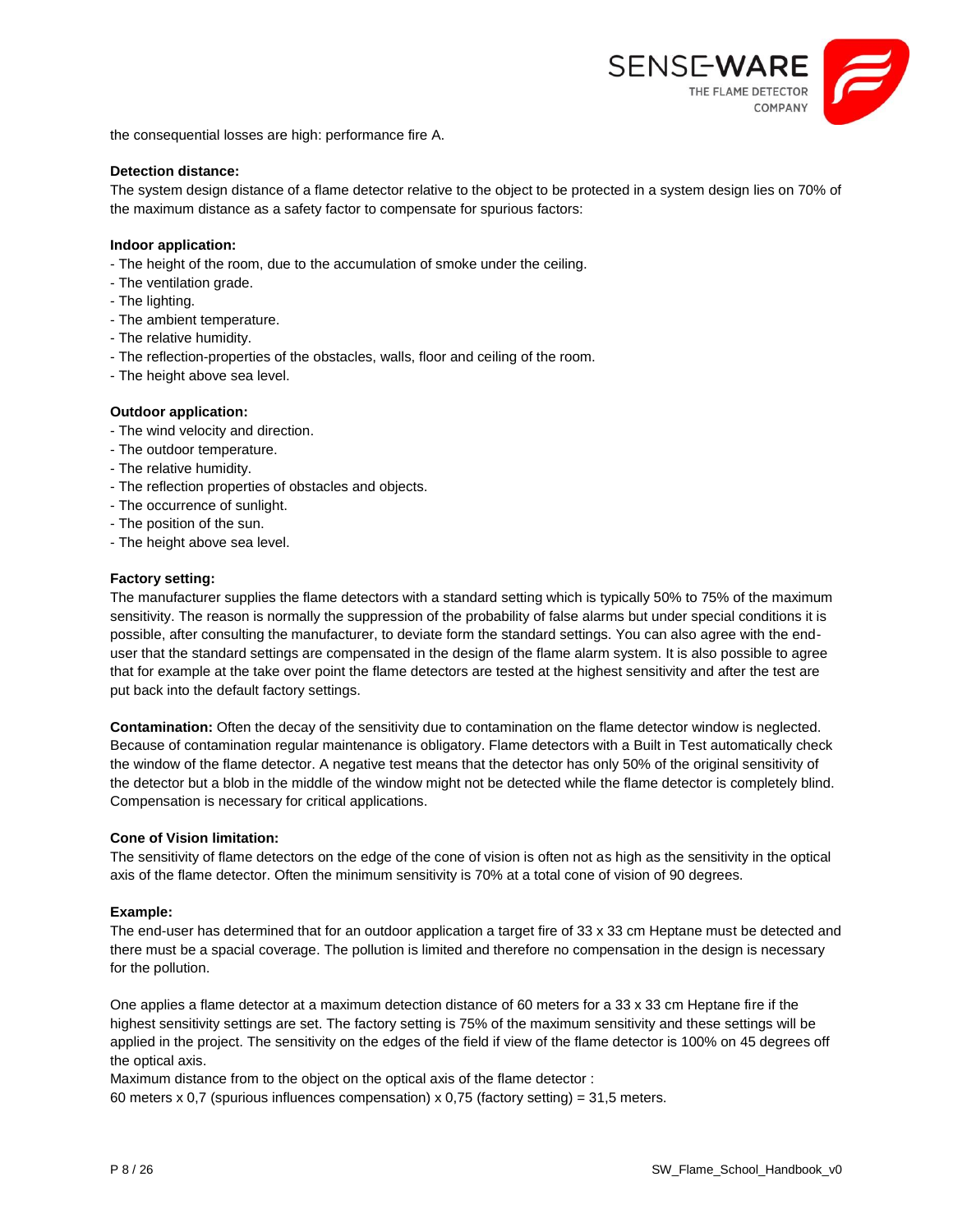the consequential losses are high: performance fire A.

**Detection distance:**

The system design distance of a flame detector relative to the object to be protected in a system design lies on 70% of the maximum distance as a safety factor to compensate for spurious factors:

**Indoor application:**

- The height of the room, due to the accumulation of smoke under the ceiling.
- The ventilation grade.
- The lighting.
- The ambient temperature.
- The relative humidity.
- The reflection-properties of the obstacles, walls, floor and ceiling of the room.
- The height above sea level.

**Outdoor application:**

- The wind velocity and direction.
- The outdoor temperature.
- The relative humidity.
- The reflection properties of obstacles and objects.
- The occurrence of sunlight.
- The position of the sun.
- The height above sea level.

**Factory setting:**

The manufacturer supplies the flame detectors with a standard setting which is typically 50% to 75% of the maximum sensitivity. The reason is normally the suppression of the probability of false alarms but under special conditions it is possible, after consulting the manufacturer, to deviate form the standard settings. You can also agree with the end-user that the standard settings are compensated in the design of the flame alarm system. It is also possible to agree that for example at the take over point the flame detectors are tested at the highest sensitivity and after the test are put back into the default factory settings.

**Contamination:** Often the decay of the sensitivity due to contamination on the flame detector window is neglected. Because of contamination regular maintenance is obligatory. Flame detectors with a Built in Test automatically check the window of the flame detector. A negative test means that the detector has only 50% of the original sensitivity of the detector but a blob in the middle of the window might not be detected while the flame detector is completely blind. Compensation is necessary for critical applications.

**Cone of Vision limitation:**

The sensitivity of flame detectors on the edge of the cone of vision is often not as high as the sensitivity in the optical axis of the flame detector. Often the minimum sensitivity is 70% at a total cone of vision of 90 degrees.

**Example:**

The end-user has determined that for an outdoor application a target fire of 33 x 33 cm Heptane must be detected and there must be a spacial coverage. The pollution is limited and therefore no compensation in the design is necessary for the pollution.

One applies a flame detector at a maximum detection distance of 60 meters for a 33 x 33 cm Heptane fire if the highest sensitivity settings are set. The factory setting is 75% of the maximum sensitivity and these settings will be applied in the project. The sensitivity on the edges of the field if view of the flame detector is 100% on 45 degrees off the optical axis.

Maximum distance from to the object on the optical axis of the flame detector :

60 meters x 0,7 (spurious influences compensation) x 0,75 (factory setting) = 31,5 meters.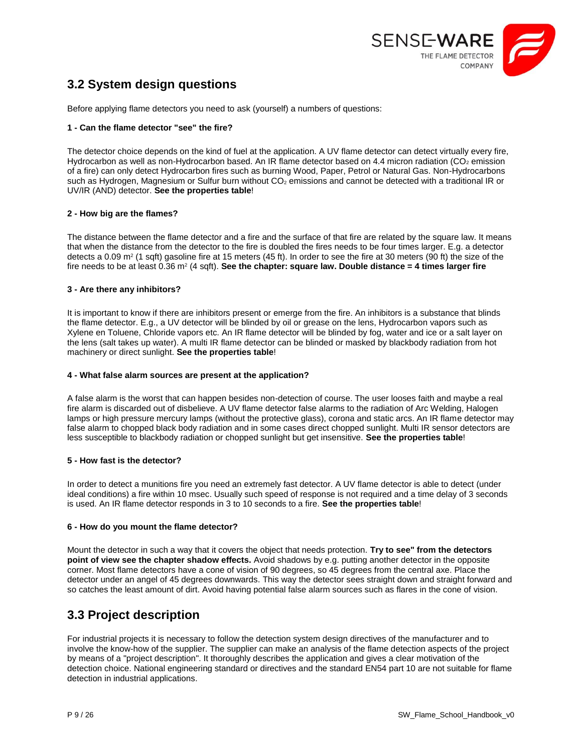## 3.2 System design questions

Before applying flame detectors you need to ask (yourself) a numbers of questions:

**1 - Can the flame detector "see" the fire?**

The detector choice depends on the kind of fuel at the application. A UV flame detector can detect virtually every fire, Hydrocarbon as well as non-Hydrocarbon based. An IR flame detector based on 4.4 micron radiation ($CO_2$ emission of a fire) can only detect Hydrocarbon fires such as burning Wood, Paper, Petrol or Natural Gas. Non-Hydrocarbons such as Hydrogen, Magnesium or Sulfur burn without $CO_2$ emissions and cannot be detected with a traditional IR or UV/IR (AND) detector. **See the properties table**!

**2 - How big are the flames?**

The distance between the flame detector and a fire and the surface of that fire are related by the square law. It means that when the distance from the detector to the fire is doubled the fires needs to be four times larger. E.g. a detector detects a 0.09 $m^2$ (1 sqft) gasoline fire at 15 meters (45 ft). In order to see the fire at 30 meters (90 ft) the size of the fire needs to be at least 0.36 $m^2$ (4 sqft). **See the chapter: square law. Double distance = 4 times larger fire**

**3 - Are there any inhibitors?**

It is important to know if there are inhibitors present or emerge from the fire. An inhibitors is a substance that blinds the flame detector. E.g., a UV detector will be blinded by oil or grease on the lens, Hydrocarbon vapors such as Xylene en Toluene, Chloride vapors etc. An IR flame detector will be blinded by fog, water and ice or a salt layer on the lens (salt takes up water). A multi IR flame detector can be blinded or masked by blackbody radiation from hot machinery or direct sunlight. **See the properties table**!

**4 - What false alarm sources are present at the application?**

A false alarm is the worst that can happen besides non-detection of course. The user looses faith and maybe a real fire alarm is discarded out of disbelieve. A UV flame detector false alarms to the radiation of Arc Welding, Halogen lamps or high pressure mercury lamps (without the protective glass), corona and static arcs. An IR flame detector may false alarm to chopped black body radiation and in some cases direct chopped sunlight. Multi IR sensor detectors are less susceptible to blackbody radiation or chopped sunlight but get insensitive. **See the properties table**!

**5 - How fast is the detector?**

In order to detect a munitions fire you need an extremely fast detector. A UV flame detector is able to detect (under ideal conditions) a fire within 10 msec. Usually such speed of response is not required and a time delay of 3 seconds is used. An IR flame detector responds in 3 to 10 seconds to a fire. **See the properties table**!

**6 - How do you mount the flame detector?**

Mount the detector in such a way that it covers the object that needs protection. **Try to see" from the detectors point of view see the chapter shadow effects.** Avoid shadows by e.g. putting another detector in the opposite corner. Most flame detectors have a cone of vision of 90 degrees, so 45 degrees from the central axe. Place the detector under an angel of 45 degrees downwards. This way the detector sees straight down and straight forward and so catches the least amount of dirt. Avoid having potential false alarm sources such as flares in the cone of vision.

## 3.3 Project description

For industrial projects it is necessary to follow the detection system design directives of the manufacturer and to involve the know-how of the supplier. The supplier can make an analysis of the flame detection aspects of the project by means of a "project description". It thoroughly describes the application and gives a clear motivation of the detection choice. National engineering standard or directives and the standard EN54 part 10 are not suitable for flame detection in industrial applications.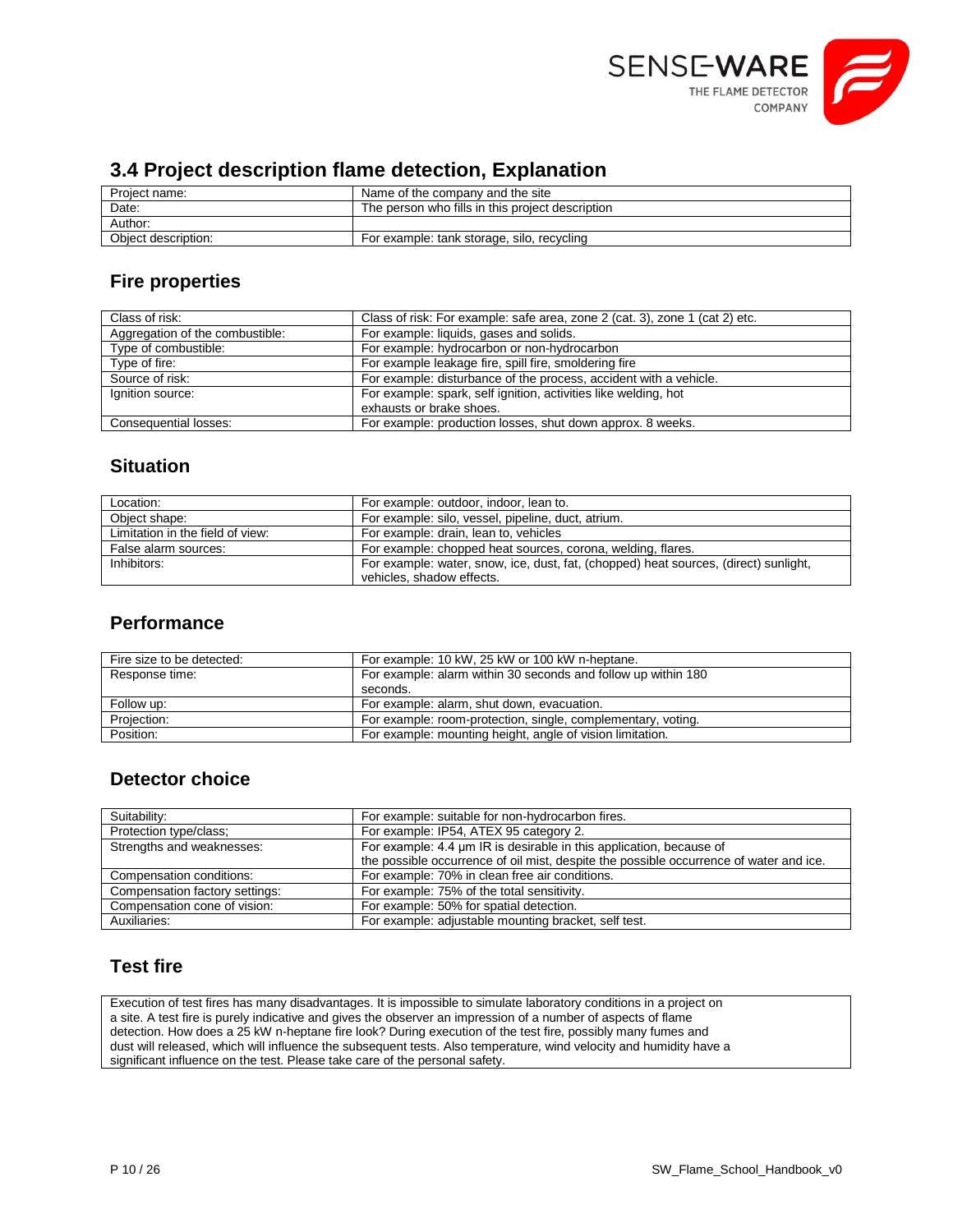## 3.4 Project description flame detection, Explanation

| | |
|---|---|
| Project name: | Name of the company and the site |
| Date: | The person who fills in this project description |
| Author: | |
| Object description: | For example: tank storage, silo, recycling |

### Fire properties

| | |
|---|---|
| Class of risk: | Class of risk: For example: safe area, zone 2 (cat. 3), zone 1 (cat 2) etc. |
| Aggregation of the combustible: | For example: liquids, gases and solids. |
| Type of combustible: | For example: hydrocarbon or non-hydrocarbon |
| Type of fire: | For example leakage fire, spill fire, smoldering fire |
| Source of risk: | For example: disturbance of the process, accident with a vehicle. |
| Ignition source: | For example: spark, self ignition, activities like welding, hot exhausts or brake shoes. |
| Consequential losses: | For example: production losses, shut down approx. 8 weeks. |

### Situation

| | |
|---|---|
| Location: | For example: outdoor, indoor, lean to. |
| Object shape: | For example: silo, vessel, pipeline, duct, atrium. |
| Limitation in the field of view: | For example: drain, lean to, vehicles |
| False alarm sources: | For example: chopped heat sources, corona, welding, flares. |
| Inhibitors: | For example: water, snow, ice, dust, fat, (chopped) heat sources, (direct) sunlight, vehicles, shadow effects. |

### Performance

| | |
|---|---|
| Fire size to be detected: | For example: 10 kW, 25 kW or 100 kW n-heptane. |
| Response time: | For example: alarm within 30 seconds and follow up within 180 seconds. |
| Follow up: | For example: alarm, shut down, evacuation. |
| Projection: | For example: room-protection, single, complementary, voting. |
| Position: | For example: mounting height, angle of vision limitation. |

### Detector choice

| | |
|---|---|
| Suitability: | For example: suitable for non-hydrocarbon fires. |
| Protection type/class; | For example: IP54, ATEX 95 category 2. |
| Strengths and weaknesses: | For example: 4.4 μm IR is desirable in this application, because of the possible occurrence of oil mist, despite the possible occurrence of water and ice. |
| Compensation conditions: | For example: 70% in clean free air conditions. |
| Compensation factory settings: | For example: 75% of the total sensitivity. |
| Compensation cone of vision: | For example: 50% for spatial detection. |
| Auxiliaries: | For example: adjustable mounting bracket, self test. |

### Test fire

Execution of test fires has many disadvantages. It is impossible to simulate laboratory conditions in a project on a site. A test fire is purely indicative and gives the observer an impression of a number of aspects of flame detection. How does a 25 kW n-heptane fire look? During execution of the test fire, possibly many fumes and dust will released, which will influence the subsequent tests. Also temperature, wind velocity and humidity have a significant influence on the test. Please take care of the personal safety.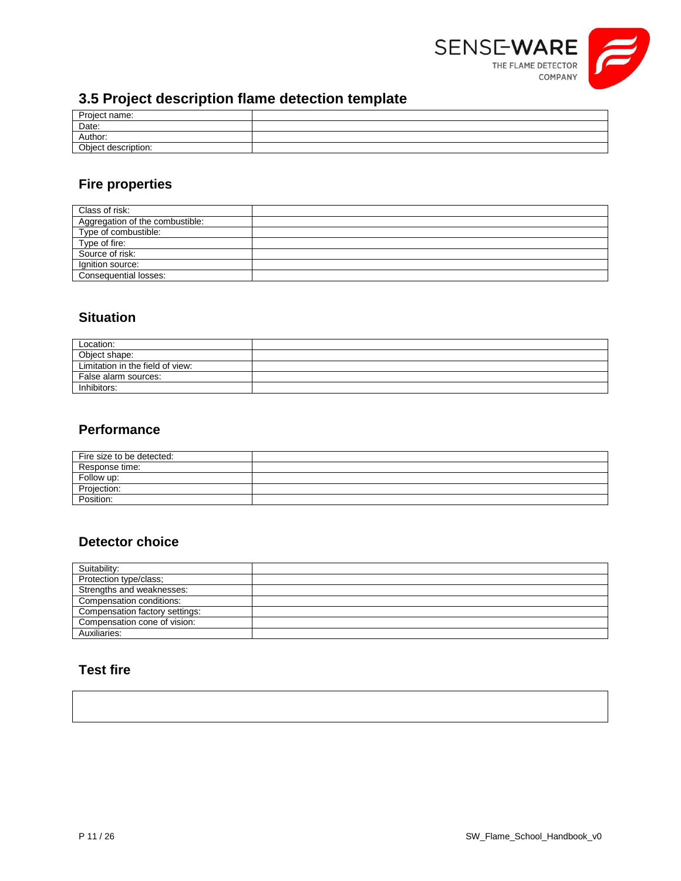## 3.5 Project description flame detection template

| Project name: | |
|---|---|
| Date: | |
| Author: | |
| Object description: | |

### Fire properties

| Class of risk: | |
|---|---|
| Aggregation of the combustible: | |
| Type of combustible: | |
| Type of fire: | |
| Source of risk: | |
| Ignition source: | |
| Consequential losses: | |

### Situation

| Location: | |
|---|---|
| Object shape: | |
| Limitation in the field of view: | |
| False alarm sources: | |
| Inhibitors: | |

### Performance

| Fire size to be detected: | |
|---|---|
| Response time: | |
| Follow up: | |
| Projection: | |
| Position: | |

### Detector choice

| Suitability: | |
|---|---|
| Protection type/class; | |
| Strengths and weaknesses: | |
| Compensation conditions: | |
| Compensation factory settings: | |
| Compensation cone of vision: | |
| Auxiliaries: | |

### Test fire

| |
|---|
| |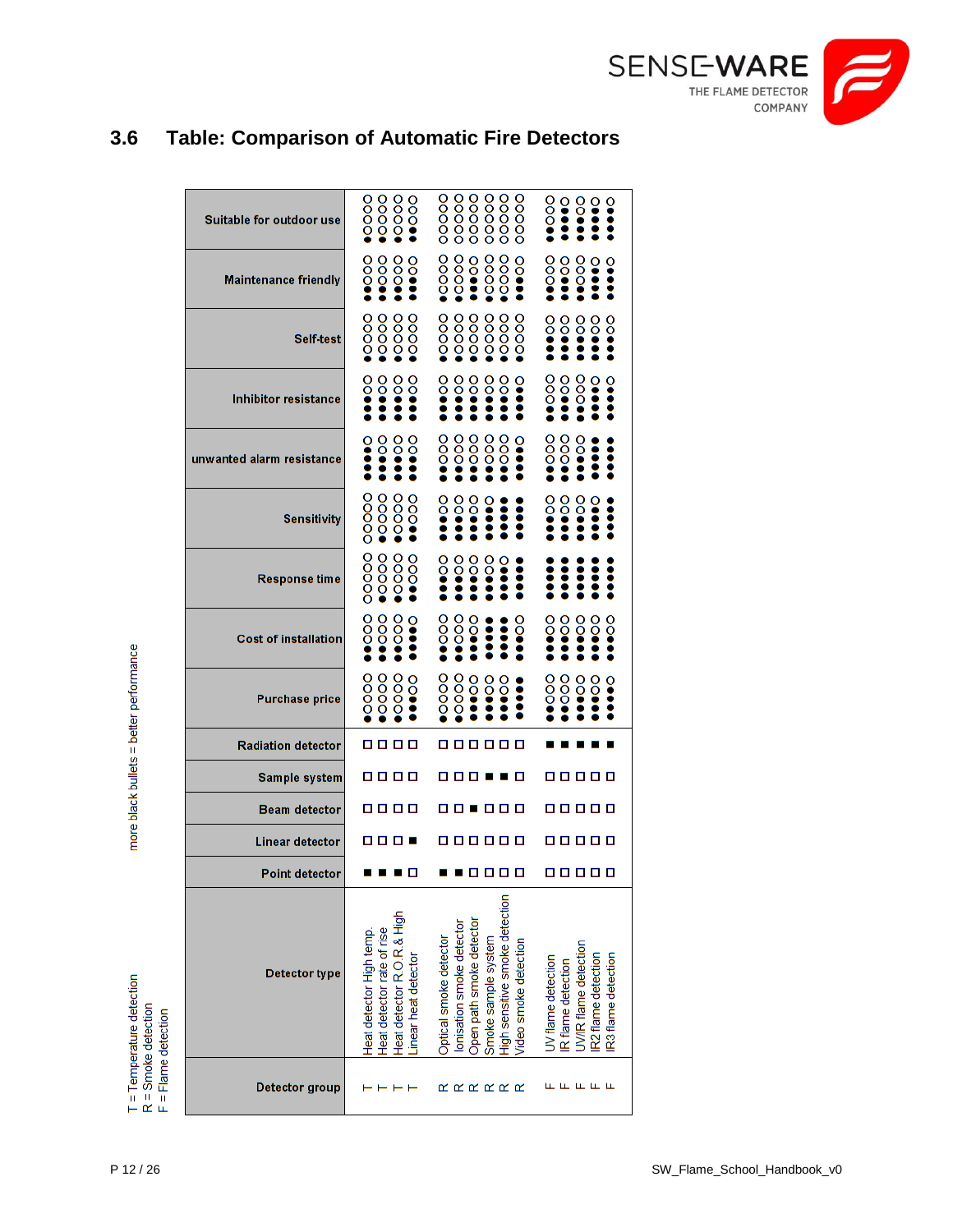## 3.6 Table: Comparison of Automatic Fire Detectors

| Detector group | Detector type | Point detector | Linear detector | Beam detector | Sample system | Radiation detector | Purchase price | Cost of installation | Response time | Sensitivity | unwanted alarm resistance | Inhibitor resistance | Self-test | Maintenance friendly | Suitable for outdoor use |
|---|---|---|---|---|---|---|---|---|---|---|---|---|---|---|---|
| T | Heat detector High temp. | ■ | □ | □ | □ | □ | ●○○○○ | ●●●○○ | ○○○○○ | ○○○○○ | ●●●●○ | ●●●○○ | ●○○○○ | ●●○○○ | ●○○○○ |
| T | Heat detector rate of rise | ■ | □ | □ | □ | □ | ●○○○○ | ●●●○○ | ●○○○○ | ●○○○○ | ●●●○○ | ●●●○○ | ●○○○○ | ●●○○○ | ●○○○○ |
| T | Heat detector R.O.R.& High | ■ | □ | □ | □ | □ | ●○○○○ | ●●●○○ | ●●○○○ | ●○○○○ | ●●●○○ | ●●●○○ | ●○○○○ | ●●○○○ | ●○○○○ |
| T | Linear heat detector | □ | ■ | □ | □ | □ | ●●○○○ | ●●●●○ | ●●○○○ | ●●○○○ | ●●●○○ | ●●●○○ | ●○○○○ | ●●●○○ | ●●○○○ |
| R | Optical smoke detector | ■ | □ | □ | □ | □ | ●○○○○ | ●●●○○ | ●●●○○ | ●●●○○ | ●●○○○ | ●●●○○ | ●○○○○ | ●○○○○ | ○○○○○ |
| R | Ionisation smoke detector | ■ | □ | □ | □ | □ | ●○○○○ | ●●●○○ | ●●●○○ | ●●●○○ | ●●○○○ | ●●●○○ | ●○○○○ | ●○○○○ | ○○○○○ |
| R | Open path smoke detector | □ | □ | ■ | □ | □ | ●●●○○ | ●●●○○ | ●●●○○ | ●●●○○ | ●●○○○ | ●●●○○ | ●○○○○ | ●●○○○ | ○○○○○ |
| R | Smoke sample system | □ | □ | □ | ■ | □ | ●●●○○ | ●●●●○ | ●●●○○ | ●●●○○ | ●●○○○ | ●●●○○ | ●○○○○ | ●○○○○ | ○○○○○ |
| R | High sensitive smoke detection | □ | □ | □ | ■ | □ | ●●●○○ | ●●●●○ | ●●●●○ | ●●●●● | ●●○○○ | ●●●○○ | ●○○○○ | ●●○○○ | ○○○○○ |
| R | Video smoke detection | □ | □ | □ | □ | □ | ●●●●○ | ●●●○○ | ●●●●● | ●●●●● | ●●●○○ | ●●●●○ | ●○○○○ | ●●●○○ | ○○○○○ |
| F | UV flame detection | □ | □ | □ | □ | ■ | ●●●○○ | ●●●●○ | ●●●●● | ●●●○○ | ●●○○○ | ●●●○○ | ●●●○○ | ●●●○○ | ●●○○○ |
| F | IR flame detection | □ | □ | □ | □ | ■ | ●●○○○ | ●●●●○ | ●●●●● | ●●●○○ | ●●○○○ | ●●●○○ | ●●●○○ | ●●●○○ | ●●●○○ |
| F | UV/IR flame detection | □ | □ | □ | □ | ■ | ●●●○○ | ●●●○○ | ●●●●● | ●●●○○ | ●●○○○ | ●●●●○ | ●●●○○ | ●●●○○ | ●●○○○ |
| F | IR2 flame detection | □ | □ | □ | □ | ■ | ●●●○○ | ●●●○○ | ●●●●● | ●●●●○ | ●●●●○ | ●●●○○ | ●●●○○ | ●●○○○ | ●●●○○ |
| F | IR3 flame detection | □ | □ | □ | □ | ■ | ●●●○○ | ●●●○○ | ●●●●● | ●●●●● | ●●●●● | ●●●●○ | ●●●●○ | ●●●●○ | ●●●●○ |

more black bullets = better performance

T = Temperature detection  
R = Smoke detection  
F = Flame detection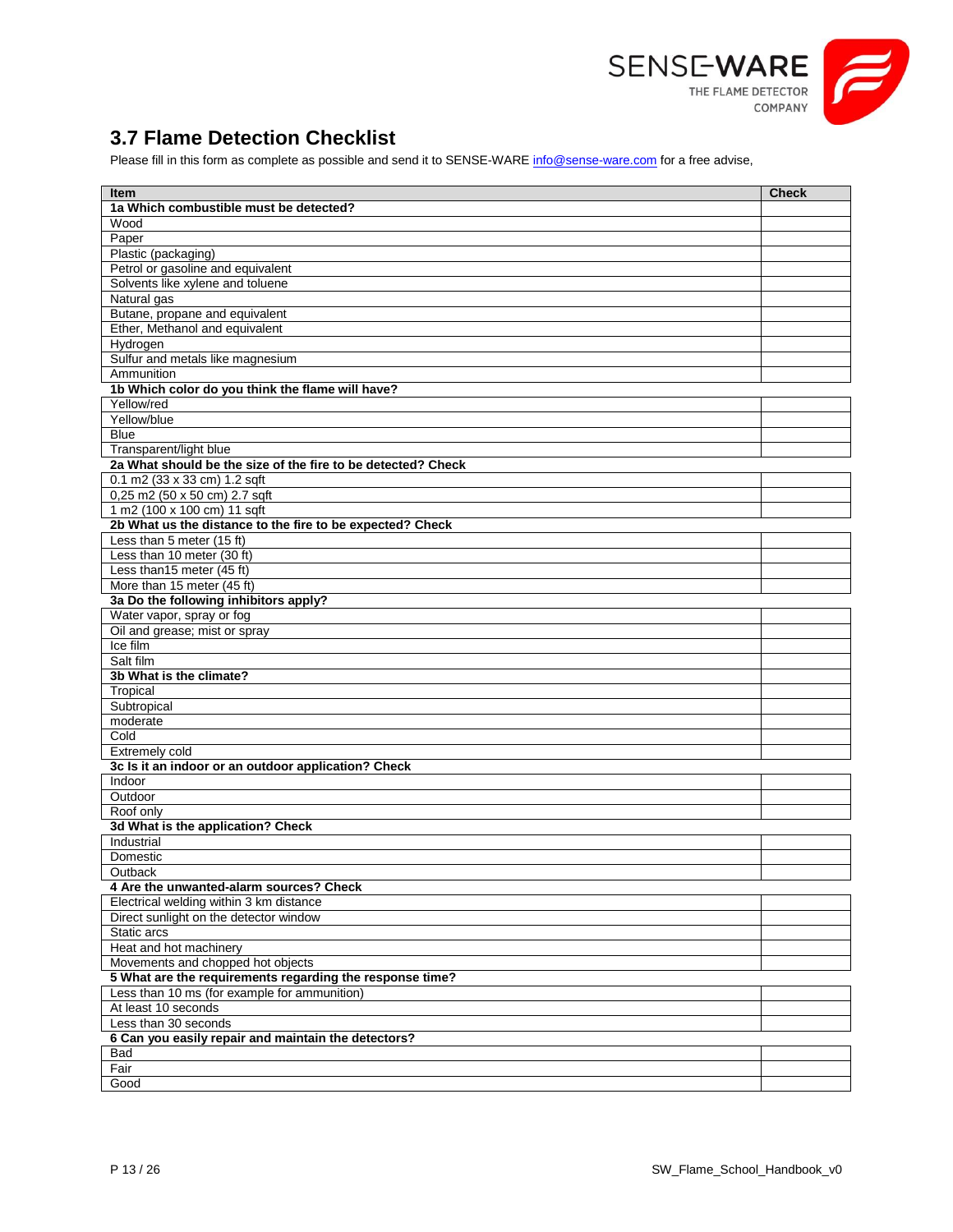## 3.7 Flame Detection Checklist

Please fill in this form as complete as possible and send it to SENSE-WARE info@sense-ware.com for a free advise,

| Item | Check |
|---|---|
| **1a Which combustible must be detected?** | |
| Wood | |
| Paper | |
| Plastic (packaging) | |
| Petrol or gasoline and equivalent | |
| Solvents like xylene and toluene | |
| Natural gas | |
| Butane, propane and equivalent | |
| Ether, Methanol and equivalent | |
| Hydrogen | |
| Sulfur and metals like magnesium | |
| Ammunition | |
| **1b Which color do you think the flame will have?** | |
| Yellow/red | |
| Yellow/blue | |
| Blue | |
| Transparent/light blue | |
| **2a What should be the size of the fire to be detected? Check** | |
| 0.1 m2 (33 x 33 cm) 1.2 sqft | |
| 0,25 m2 (50 x 50 cm) 2.7 sqft | |
| 1 m2 (100 x 100 cm) 11 sqft | |
| **2b What us the distance to the fire to be expected? Check** | |
| Less than 5 meter (15 ft) | |
| Less than 10 meter (30 ft) | |
| Less than15 meter (45 ft) | |
| More than 15 meter (45 ft) | |
| **3a Do the following inhibitors apply?** | |
| Water vapor, spray or fog | |
| Oil and grease; mist or spray | |
| Ice film | |
| Salt film | |
| **3b What is the climate?** | |
| Tropical | |
| Subtropical | |
| moderate | |
| Cold | |
| Extremely cold | |
| **3c Is it an indoor or an outdoor application? Check** | |
| Indoor | |
| Outdoor | |
| Roof only | |
| **3d What is the application? Check** | |
| Industrial | |
| Domestic | |
| Outback | |
| **4 Are the unwanted-alarm sources? Check** | |
| Electrical welding within 3 km distance | |
| Direct sunlight on the detector window | |
| Static arcs | |
| Heat and hot machinery | |
| Movements and chopped hot objects | |
| **5 What are the requirements regarding the response time?** | |
| Less than 10 ms (for example for ammunition) | |
| At least 10 seconds | |
| Less than 30 seconds | |
| **6 Can you easily repair and maintain the detectors?** | |
| Bad | |
| Fair | |
| Good | |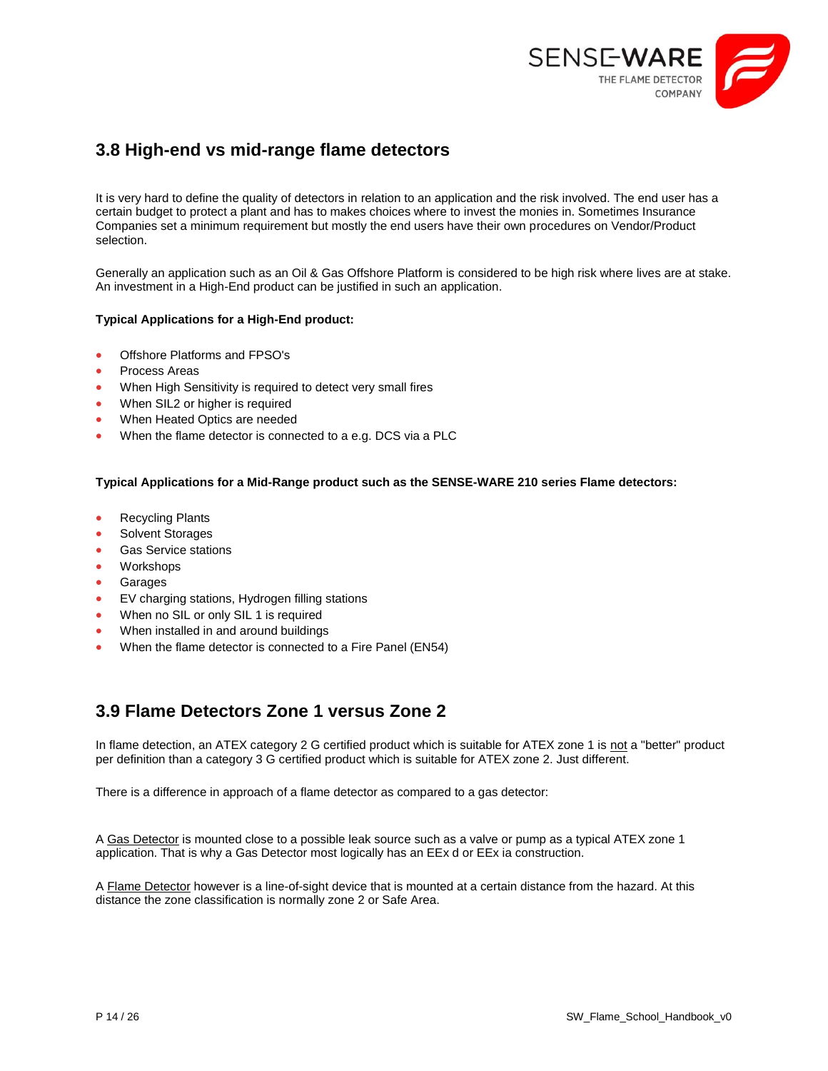## 3.8 High-end vs mid-range flame detectors

It is very hard to define the quality of detectors in relation to an application and the risk involved. The end user has a certain budget to protect a plant and has to makes choices where to invest the monies in. Sometimes Insurance Companies set a minimum requirement but mostly the end users have their own procedures on Vendor/Product selection.

Generally an application such as an Oil & Gas Offshore Platform is considered to be high risk where lives are at stake. An investment in a High-End product can be justified in such an application.

**Typical Applications for a High-End product:**

- Offshore Platforms and FPSO's
- Process Areas
- When High Sensitivity is required to detect very small fires
- When SIL2 or higher is required
- When Heated Optics are needed
- When the flame detector is connected to a e.g. DCS via a PLC

**Typical Applications for a Mid-Range product such as the SENSE-WARE 210 series Flame detectors:**

- Recycling Plants
- Solvent Storages
- Gas Service stations
- Workshops
- Garages
- EV charging stations, Hydrogen filling stations
- When no SIL or only SIL 1 is required
- When installed in and around buildings
- When the flame detector is connected to a Fire Panel (EN54)

## 3.9 Flame Detectors Zone 1 versus Zone 2

In flame detection, an ATEX category 2 G certified product which is suitable for ATEX zone 1 is not a "better" product per definition than a category 3 G certified product which is suitable for ATEX zone 2. Just different.

There is a difference in approach of a flame detector as compared to a gas detector:

A Gas Detector is mounted close to a possible leak source such as a valve or pump as a typical ATEX zone 1 application. That is why a Gas Detector most logically has an EEx d or EEx ia construction.

A Flame Detector however is a line-of-sight device that is mounted at a certain distance from the hazard. At this distance the zone classification is normally zone 2 or Safe Area.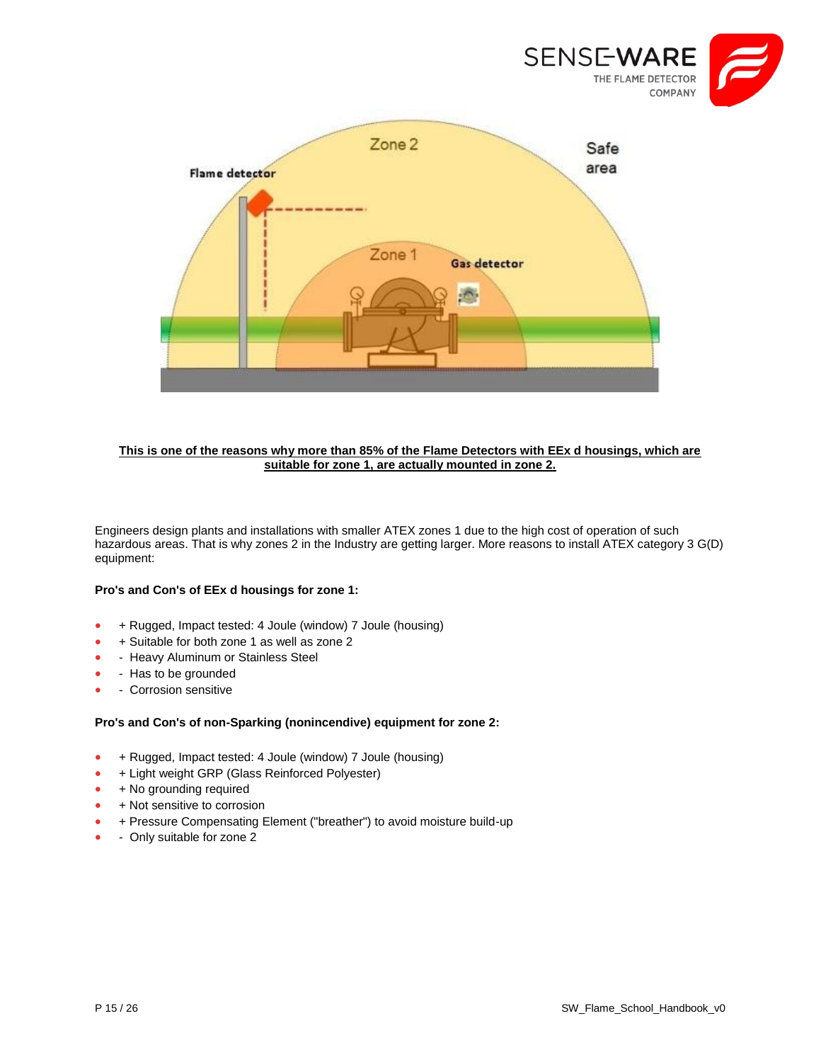**This is one of the reasons why more than 85% of the Flame Detectors with EEx d housings, which are suitable for zone 1, are actually mounted in zone 2.**

Engineers design plants and installations with smaller ATEX zones 1 due to the high cost of operation of such hazardous areas. That is why zones 2 in the Industry are getting larger. More reasons to install ATEX category 3 G(D) equipment:

**Pro's and Con's of EEx d housings for zone 1:**

- + Rugged, Impact tested: 4 Joule (window) 7 Joule (housing)
- + Suitable for both zone 1 as well as zone 2
- - Heavy Aluminum or Stainless Steel
- - Has to be grounded
- - Corrosion sensitive

**Pro's and Con's of non-Sparking (nonincendive) equipment for zone 2:**

- + Rugged, Impact tested: 4 Joule (window) 7 Joule (housing)
- + Light weight GRP (Glass Reinforced Polyester)
- + No grounding required
- + Not sensitive to corrosion
- + Pressure Compensating Element ("breather") to avoid moisture build-up
- - Only suitable for zone 2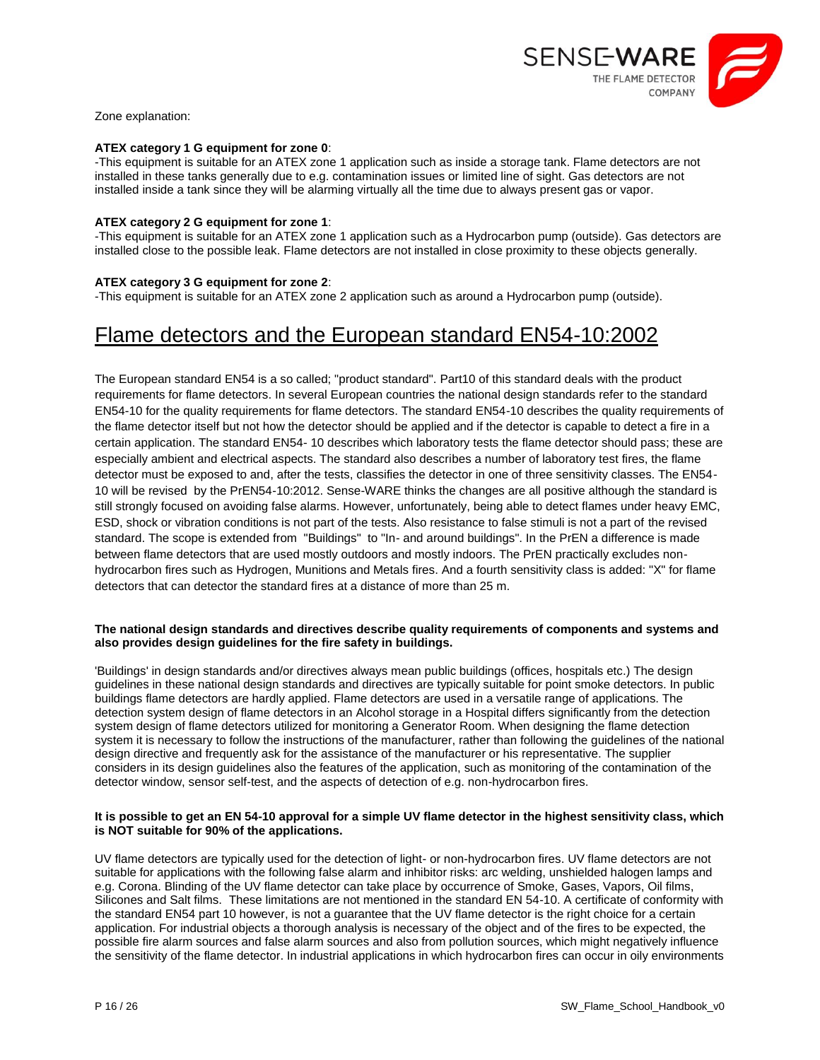Zone explanation:

**ATEX category 1 G equipment for zone 0**:
-This equipment is suitable for an ATEX zone 1 application such as inside a storage tank. Flame detectors are not installed in these tanks generally due to e.g. contamination issues or limited line of sight. Gas detectors are not installed inside a tank since they will be alarming virtually all the time due to always present gas or vapor.

**ATEX category 2 G equipment for zone 1**:
-This equipment is suitable for an ATEX zone 1 application such as a Hydrocarbon pump (outside). Gas detectors are installed close to the possible leak. Flame detectors are not installed in close proximity to these objects generally.

**ATEX category 3 G equipment for zone 2**:
-This equipment is suitable for an ATEX zone 2 application such as around a Hydrocarbon pump (outside).

# Flame detectors and the European standard EN54-10:2002

The European standard EN54 is a so called; "product standard". Part10 of this standard deals with the product requirements for flame detectors. In several European countries the national design standards refer to the standard EN54-10 for the quality requirements for flame detectors. The standard EN54-10 describes the quality requirements of the flame detector itself but not how the detector should be applied and if the detector is capable to detect a fire in a certain application. The standard EN54- 10 describes which laboratory tests the flame detector should pass; these are especially ambient and electrical aspects. The standard also describes a number of laboratory test fires, the flame detector must be exposed to and, after the tests, classifies the detector in one of three sensitivity classes. The EN54-10 will be revised by the PrEN54-10:2012. Sense-WARE thinks the changes are all positive although the standard is still strongly focused on avoiding false alarms. However, unfortunately, being able to detect flames under heavy EMC, ESD, shock or vibration conditions is not part of the tests. Also resistance to false stimuli is not a part of the revised standard. The scope is extended from "Buildings" to "In- and around buildings". In the PrEN a difference is made between flame detectors that are used mostly outdoors and mostly indoors. The PrEN practically excludes non-hydrocarbon fires such as Hydrogen, Munitions and Metals fires. And a fourth sensitivity class is added: "X" for flame detectors that can detector the standard fires at a distance of more than 25 m.

**The national design standards and directives describe quality requirements of components and systems and also provides design guidelines for the fire safety in buildings.**

'Buildings' in design standards and/or directives always mean public buildings (offices, hospitals etc.) The design guidelines in these national design standards and directives are typically suitable for point smoke detectors. In public buildings flame detectors are hardly applied. Flame detectors are used in a versatile range of applications. The detection system design of flame detectors in an Alcohol storage in a Hospital differs significantly from the detection system design of flame detectors utilized for monitoring a Generator Room. When designing the flame detection system it is necessary to follow the instructions of the manufacturer, rather than following the guidelines of the national design directive and frequently ask for the assistance of the manufacturer or his representative. The supplier considers in its design guidelines also the features of the application, such as monitoring of the contamination of the detector window, sensor self-test, and the aspects of detection of e.g. non-hydrocarbon fires.

**It is possible to get an EN 54-10 approval for a simple UV flame detector in the highest sensitivity class, which is NOT suitable for 90% of the applications.**

UV flame detectors are typically used for the detection of light- or non-hydrocarbon fires. UV flame detectors are not suitable for applications with the following false alarm and inhibitor risks: arc welding, unshielded halogen lamps and e.g. Corona. Blinding of the UV flame detector can take place by occurrence of Smoke, Gases, Vapors, Oil films, Silicones and Salt films. These limitations are not mentioned in the standard EN 54-10. A certificate of conformity with the standard EN54 part 10 however, is not a guarantee that the UV flame detector is the right choice for a certain application. For industrial objects a thorough analysis is necessary of the object and of the fires to be expected, the possible fire alarm sources and false alarm sources and also from pollution sources, which might negatively influence the sensitivity of the flame detector. In industrial applications in which hydrocarbon fires can occur in oily environments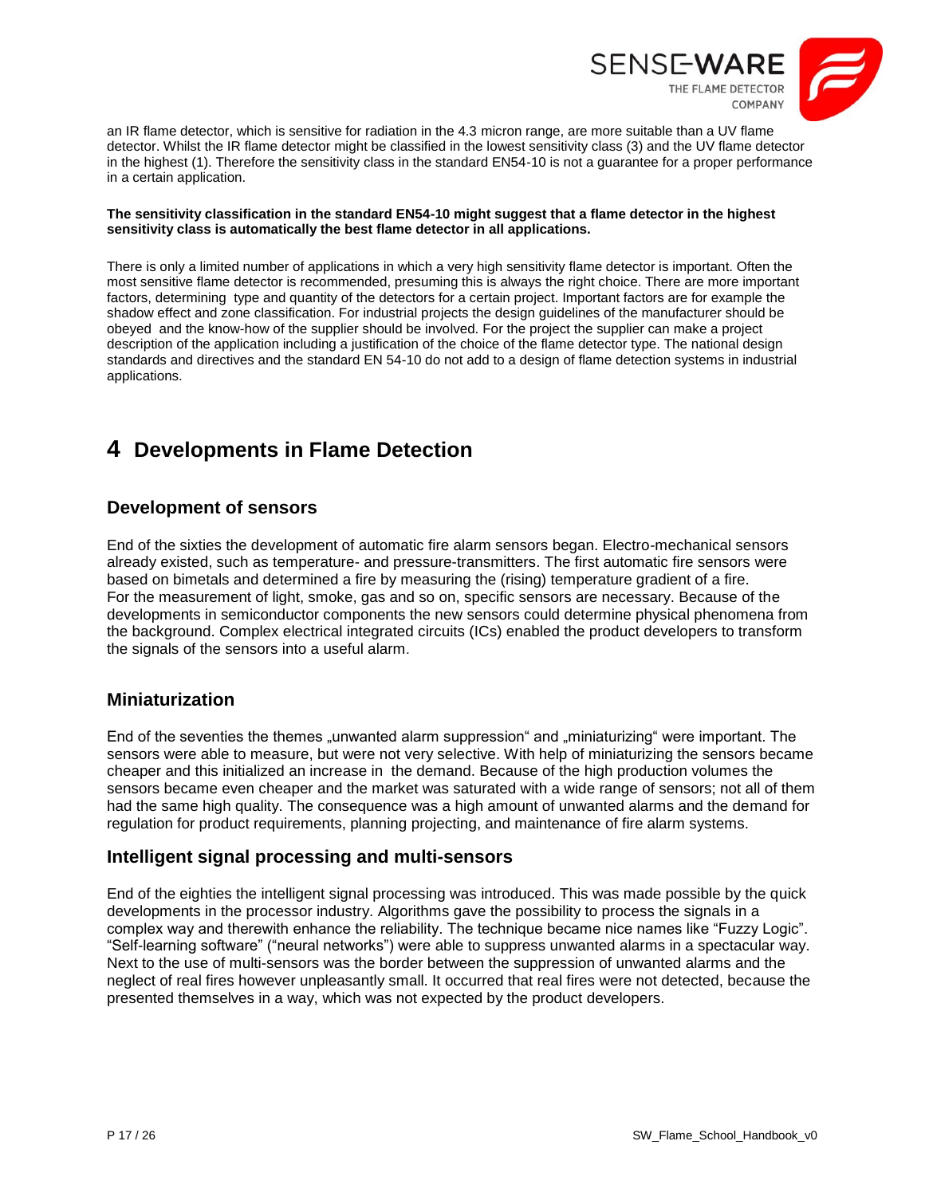an IR flame detector, which is sensitive for radiation in the 4.3 micron range, are more suitable than a UV flame detector. Whilst the IR flame detector might be classified in the lowest sensitivity class (3) and the UV flame detector in the highest (1). Therefore the sensitivity class in the standard EN54-10 is not a guarantee for a proper performance in a certain application.

**The sensitivity classification in the standard EN54-10 might suggest that a flame detector in the highest sensitivity class is automatically the best flame detector in all applications.**

There is only a limited number of applications in which a very high sensitivity flame detector is important. Often the most sensitive flame detector is recommended, presuming this is always the right choice. There are more important factors, determining type and quantity of the detectors for a certain project. Important factors are for example the shadow effect and zone classification. For industrial projects the design guidelines of the manufacturer should be obeyed and the know-how of the supplier should be involved. For the project the supplier can make a project description of the application including a justification of the choice of the flame detector type. The national design standards and directives and the standard EN 54-10 do not add to a design of flame detection systems in industrial applications.

# 4 Developments in Flame Detection

## Development of sensors

End of the sixties the development of automatic fire alarm sensors began. Electro-mechanical sensors already existed, such as temperature- and pressure-transmitters. The first automatic fire sensors were based on bimetals and determined a fire by measuring the (rising) temperature gradient of a fire.
For the measurement of light, smoke, gas and so on, specific sensors are necessary. Because of the developments in semiconductor components the new sensors could determine physical phenomena from the background. Complex electrical integrated circuits (ICs) enabled the product developers to transform the signals of the sensors into a useful alarm.

## Miniaturization

End of the seventies the themes „unwanted alarm suppression“ and „miniaturizing“ were important. The sensors were able to measure, but were not very selective. With help of miniaturizing the sensors became cheaper and this initialized an increase in the demand. Because of the high production volumes the sensors became even cheaper and the market was saturated with a wide range of sensors; not all of them had the same high quality. The consequence was a high amount of unwanted alarms and the demand for regulation for product requirements, planning projecting, and maintenance of fire alarm systems.

## Intelligent signal processing and multi-sensors

End of the eighties the intelligent signal processing was introduced. This was made possible by the quick developments in the processor industry. Algorithms gave the possibility to process the signals in a complex way and therewith enhance the reliability. The technique became nice names like “Fuzzy Logic”. “Self-learning software” (“neural networks”) were able to suppress unwanted alarms in a spectacular way. Next to the use of multi-sensors was the border between the suppression of unwanted alarms and the neglect of real fires however unpleasantly small. It occurred that real fires were not detected, because the presented themselves in a way, which was not expected by the product developers.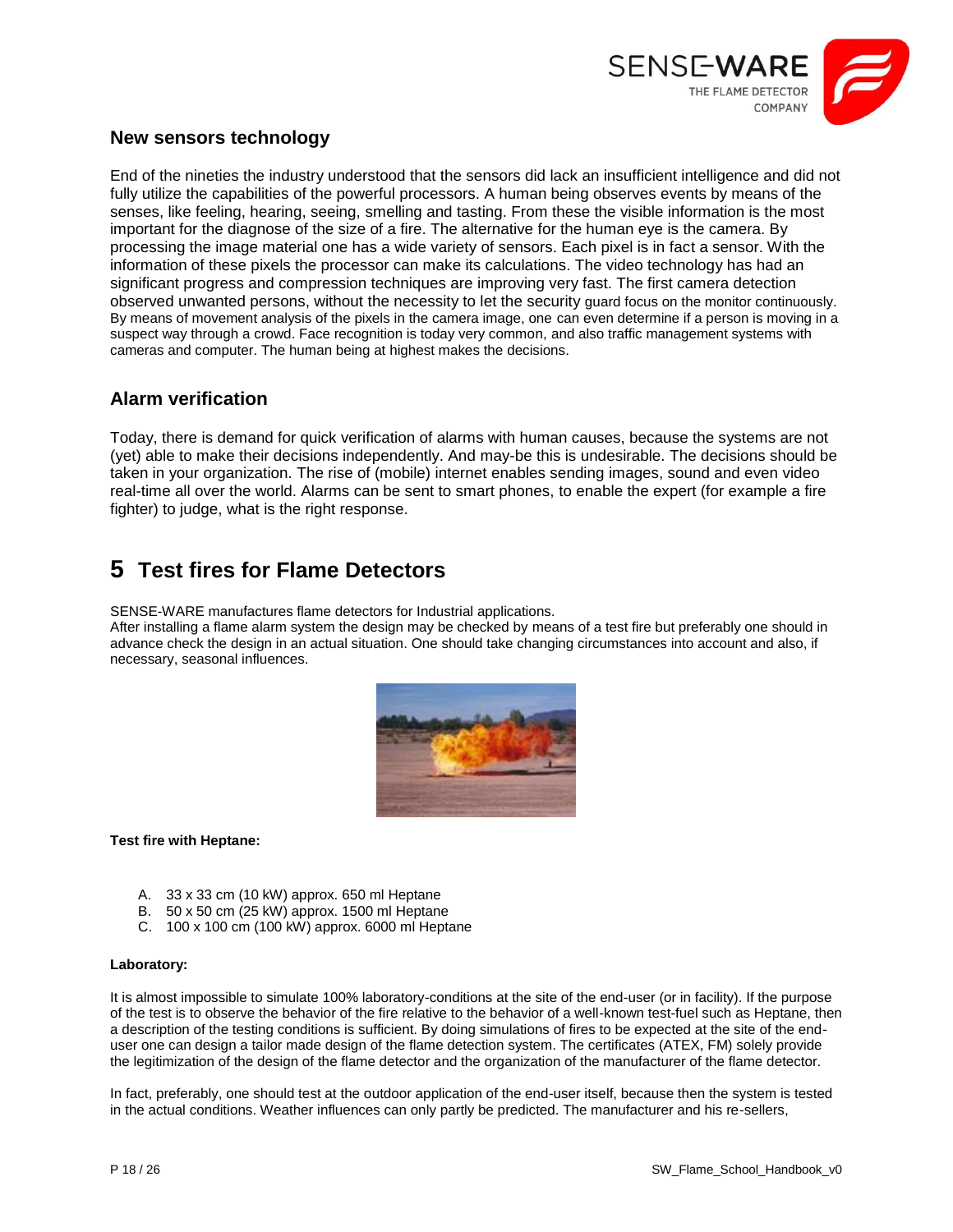## New sensors technology

End of the nineties the industry understood that the sensors did lack an insufficient intelligence and did not fully utilize the capabilities of the powerful processors. A human being observes events by means of the senses, like feeling, hearing, seeing, smelling and tasting. From these the visible information is the most important for the diagnose of the size of a fire. The alternative for the human eye is the camera. By processing the image material one has a wide variety of sensors. Each pixel is in fact a sensor. With the information of these pixels the processor can make its calculations. The video technology has had an significant progress and compression techniques are improving very fast. The first camera detection observed unwanted persons, without the necessity to let the security guard focus on the monitor continuously. By means of movement analysis of the pixels in the camera image, one can even determine if a person is moving in a suspect way through a crowd. Face recognition is today very common, and also traffic management systems with cameras and computer. The human being at highest makes the decisions.

## Alarm verification

Today, there is demand for quick verification of alarms with human causes, because the systems are not (yet) able to make their decisions independently. And may-be this is undesirable. The decisions should be taken in your organization. The rise of (mobile) internet enables sending images, sound and even video real-time all over the world. Alarms can be sent to smart phones, to enable the expert (for example a fire fighter) to judge, what is the right response.

# 5 Test fires for Flame Detectors

SENSE-WARE manufactures flame detectors for Industrial applications.
After installing a flame alarm system the design may be checked by means of a test fire but preferably one should in advance check the design in an actual situation. One should take changing circumstances into account and also, if necessary, seasonal influences.

**Test fire with Heptane:**

A. 33 x 33 cm (10 kW) approx. 650 ml Heptane
B. 50 x 50 cm (25 kW) approx. 1500 ml Heptane
C. 100 x 100 cm (100 kW) approx. 6000 ml Heptane

**Laboratory:**

It is almost impossible to simulate 100% laboratory-conditions at the site of the end-user (or in facility). If the purpose of the test is to observe the behavior of the fire relative to the behavior of a well-known test-fuel such as Heptane, then a description of the testing conditions is sufficient. By doing simulations of fires to be expected at the site of the end-user one can design a tailor made design of the flame detection system. The certificates (ATEX, FM) solely provide the legitimization of the design of the flame detector and the organization of the manufacturer of the flame detector.

In fact, preferably, one should test at the outdoor application of the end-user itself, because then the system is tested in the actual conditions. Weather influences can only partly be predicted. The manufacturer and his re-sellers,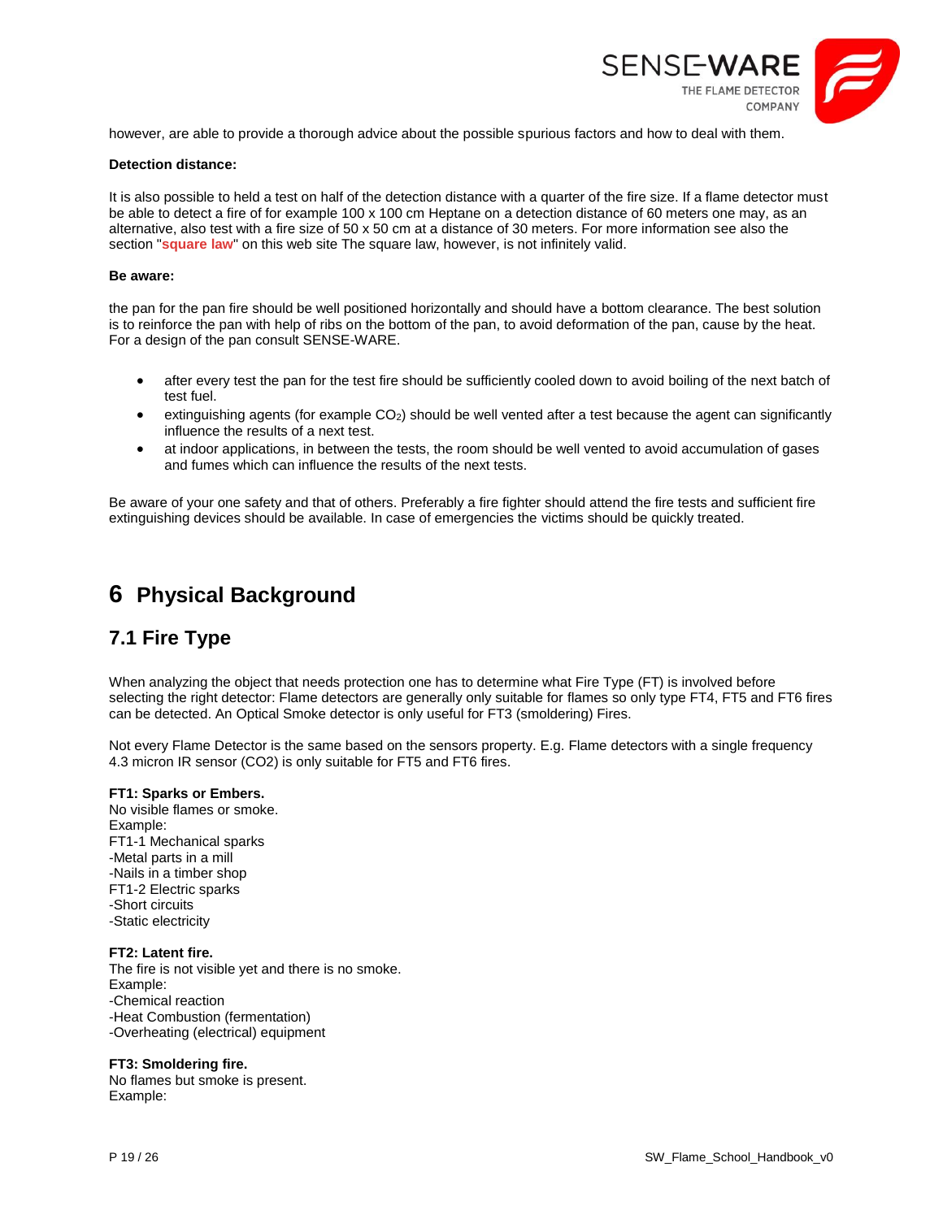however, are able to provide a thorough advice about the possible spurious factors and how to deal with them.

**Detection distance:**

It is also possible to held a test on half of the detection distance with a quarter of the fire size. If a flame detector must be able to detect a fire of for example 100 x 100 cm Heptane on a detection distance of 60 meters one may, as an alternative, also test with a fire size of 50 x 50 cm at a distance of 30 meters. For more information see also the section "**square law**" on this web site The square law, however, is not infinitely valid.

**Be aware:**

the pan for the pan fire should be well positioned horizontally and should have a bottom clearance. The best solution is to reinforce the pan with help of ribs on the bottom of the pan, to avoid deformation of the pan, cause by the heat. For a design of the pan consult SENSE-WARE.

- after every test the pan for the test fire should be sufficiently cooled down to avoid boiling of the next batch of test fuel.
- extinguishing agents (for example $CO_2$) should be well vented after a test because the agent can significantly influence the results of a next test.
- at indoor applications, in between the tests, the room should be well vented to avoid accumulation of gases and fumes which can influence the results of the next tests.

Be aware of your one safety and that of others. Preferably a fire fighter should attend the fire tests and sufficient fire extinguishing devices should be available. In case of emergencies the victims should be quickly treated.

# 6 Physical Background

## 7.1 Fire Type

When analyzing the object that needs protection one has to determine what Fire Type (FT) is involved before selecting the right detector: Flame detectors are generally only suitable for flames so only type FT4, FT5 and FT6 fires can be detected. An Optical Smoke detector is only useful for FT3 (smoldering) Fires.

Not every Flame Detector is the same based on the sensors property. E.g. Flame detectors with a single frequency 4.3 micron IR sensor (CO2) is only suitable for FT5 and FT6 fires.

**FT1: Sparks or Embers.**
No visible flames or smoke.
Example:
FT1-1 Mechanical sparks
-Metal parts in a mill
-Nails in a timber shop
FT1-2 Electric sparks
-Short circuits
-Static electricity

**FT2: Latent fire.**
The fire is not visible yet and there is no smoke.
Example:
-Chemical reaction
-Heat Combustion (fermentation)
-Overheating (electrical) equipment

**FT3: Smoldering fire.**
No flames but smoke is present.
Example: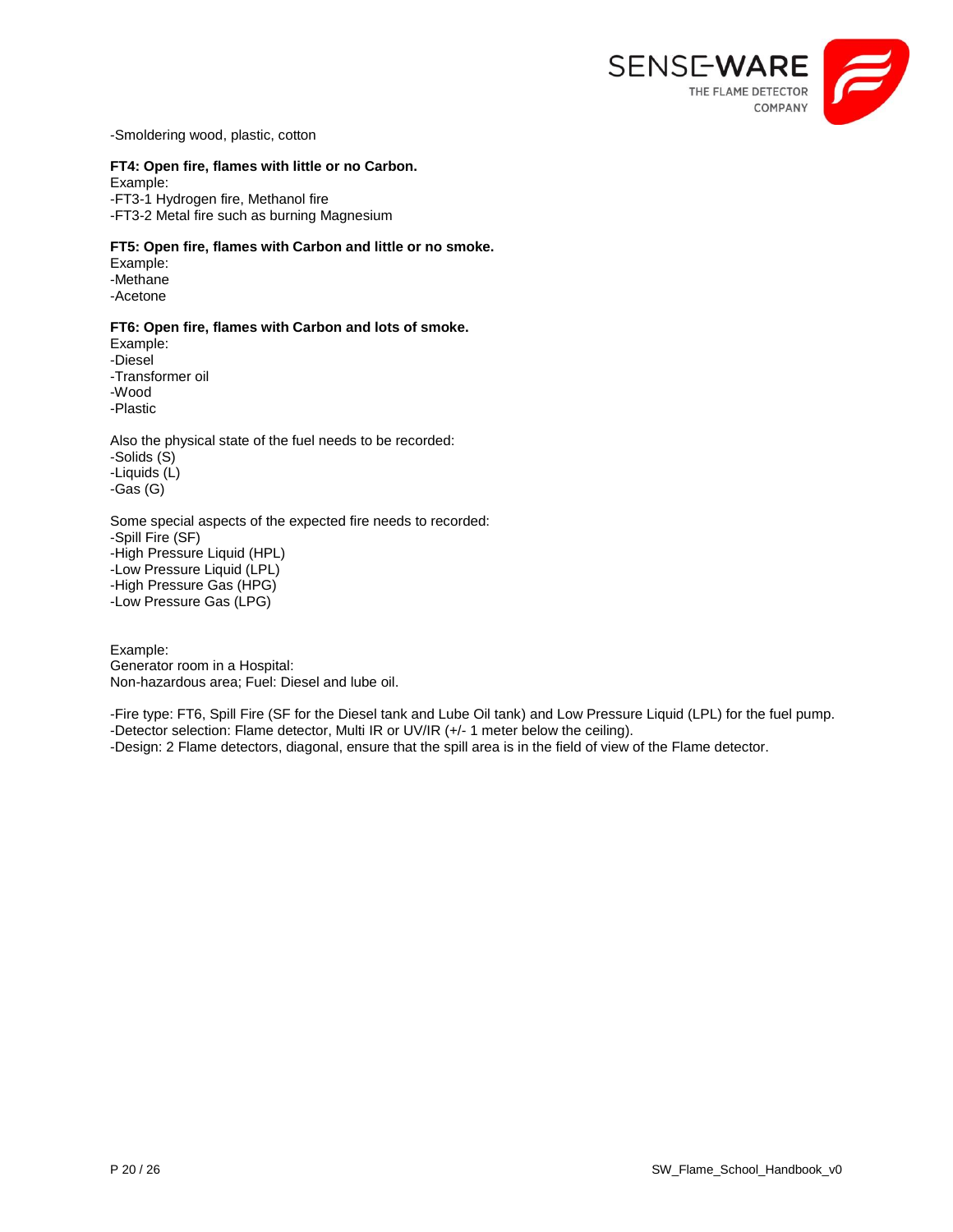-Smoldering wood, plastic, cotton

**FT4: Open fire, flames with little or no Carbon.**
Example:
-FT3-1 Hydrogen fire, Methanol fire
-FT3-2 Metal fire such as burning Magnesium

**FT5: Open fire, flames with Carbon and little or no smoke.**
Example:
-Methane
-Acetone

**FT6: Open fire, flames with Carbon and lots of smoke.**
Example:
-Diesel
-Transformer oil
-Wood
-Plastic

Also the physical state of the fuel needs to be recorded:
-Solids (S)
-Liquids (L)
-Gas (G)

Some special aspects of the expected fire needs to recorded:
-Spill Fire (SF)
-High Pressure Liquid (HPL)
-Low Pressure Liquid (LPL)
-High Pressure Gas (HPG)
-Low Pressure Gas (LPG)

Example:
Generator room in a Hospital:
Non-hazardous area; Fuel: Diesel and lube oil.

-Fire type: FT6, Spill Fire (SF for the Diesel tank and Lube Oil tank) and Low Pressure Liquid (LPL) for the fuel pump.
-Detector selection: Flame detector, Multi IR or UV/IR (+/- 1 meter below the ceiling).
-Design: 2 Flame detectors, diagonal, ensure that the spill area is in the field of view of the Flame detector.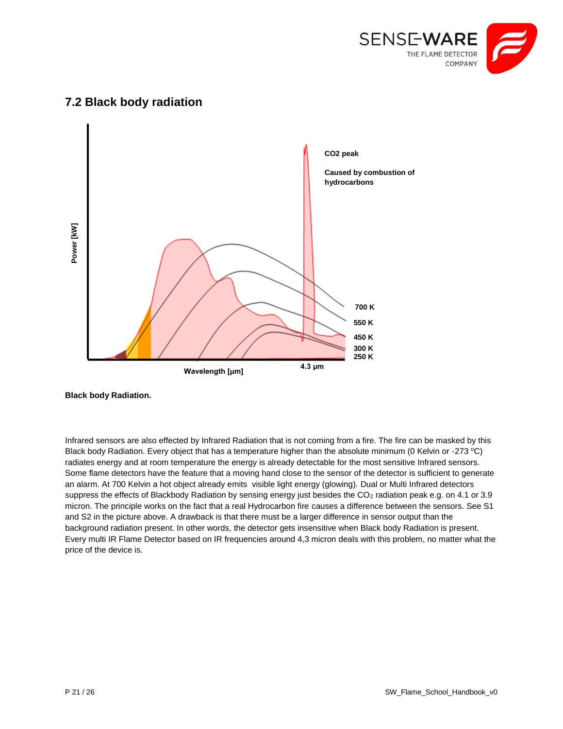## 7.2 Black body radiation

**Black body Radiation.**

Infrared sensors are also effected by Infrared Radiation that is not coming from a fire. The fire can be masked by this Black body Radiation. Every object that has a temperature higher than the absolute minimum (0 Kelvin or -273 ºC) radiates energy and at room temperature the energy is already detectable for the most sensitive Infrared sensors. Some flame detectors have the feature that a moving hand close to the sensor of the detector is sufficient to generate an alarm. At 700 Kelvin a hot object already emits visible light energy (glowing). Dual or Multi Infrared detectors suppress the effects of Blackbody Radiation by sensing energy just besides the $CO_2$ radiation peak e.g. on 4.1 or 3.9 micron. The principle works on the fact that a real Hydrocarbon fire causes a difference between the sensors. See S1 and S2 in the picture above. A drawback is that there must be a larger difference in sensor output than the background radiation present. In other words, the detector gets insensitive when Black body Radiation is present. Every multi IR Flame Detector based on IR frequencies around 4,3 micron deals with this problem, no matter what the price of the device is.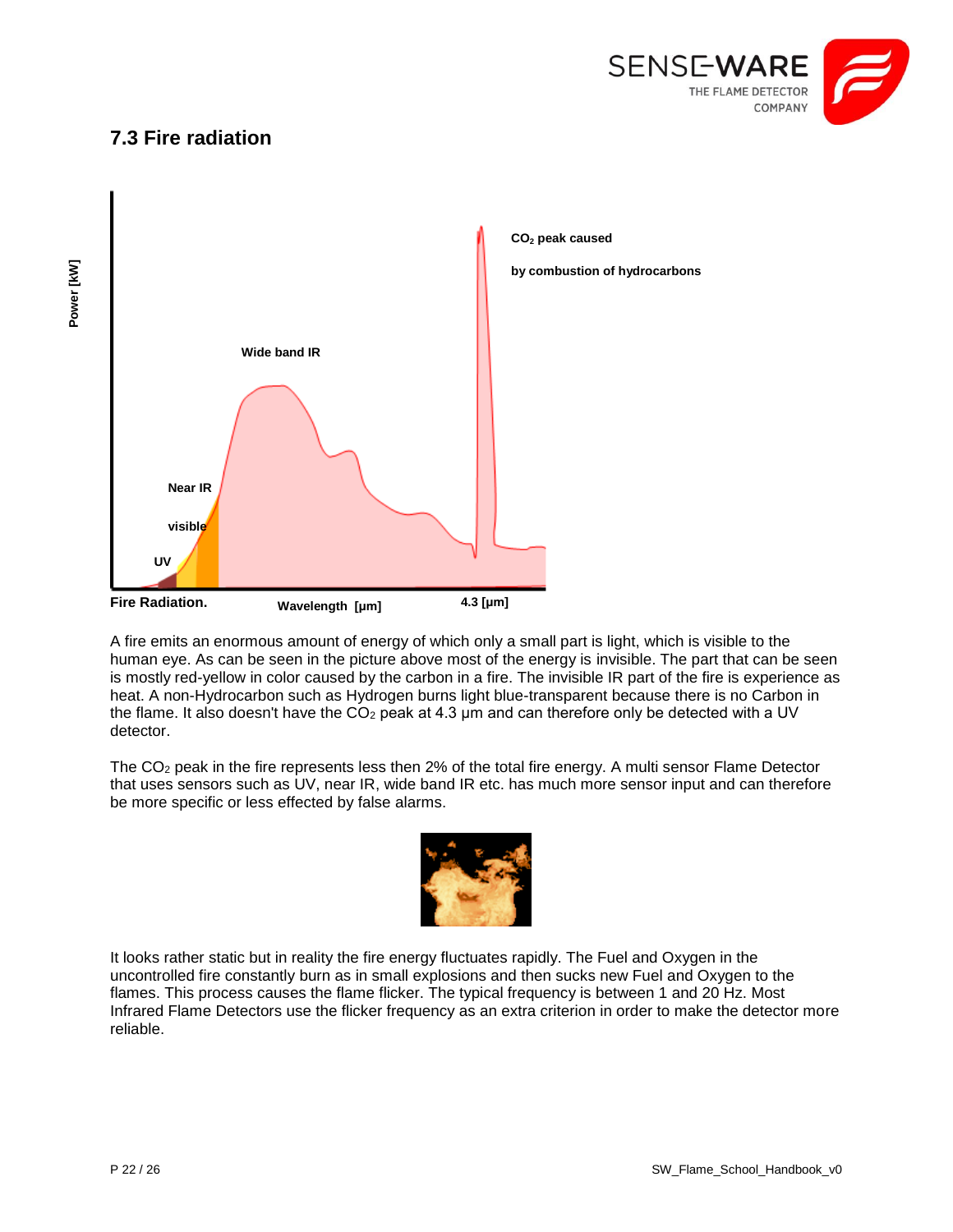## 7.3 Fire radiation

Fire Radiation.

A fire emits an enormous amount of energy of which only a small part is light, which is visible to the human eye. As can be seen in the picture above most of the energy is invisible. The part that can be seen is mostly red-yellow in color caused by the carbon in a fire. The invisible IR part of the fire is experience as heat. A non-Hydrocarbon such as Hydrogen burns light blue-transparent because there is no Carbon in the flame. It also doesn't have the $CO_2$ peak at 4.3 µm and can therefore only be detected with a UV detector.

The $CO_2$ peak in the fire represents less then 2% of the total fire energy. A multi sensor Flame Detector that uses sensors such as UV, near IR, wide band IR etc. has much more sensor input and can therefore be more specific or less effected by false alarms.

It looks rather static but in reality the fire energy fluctuates rapidly. The Fuel and Oxygen in the uncontrolled fire constantly burn as in small explosions and then sucks new Fuel and Oxygen to the flames. This process causes the flame flicker. The typical frequency is between 1 and 20 Hz. Most Infrared Flame Detectors use the flicker frequency as an extra criterion in order to make the detector more reliable.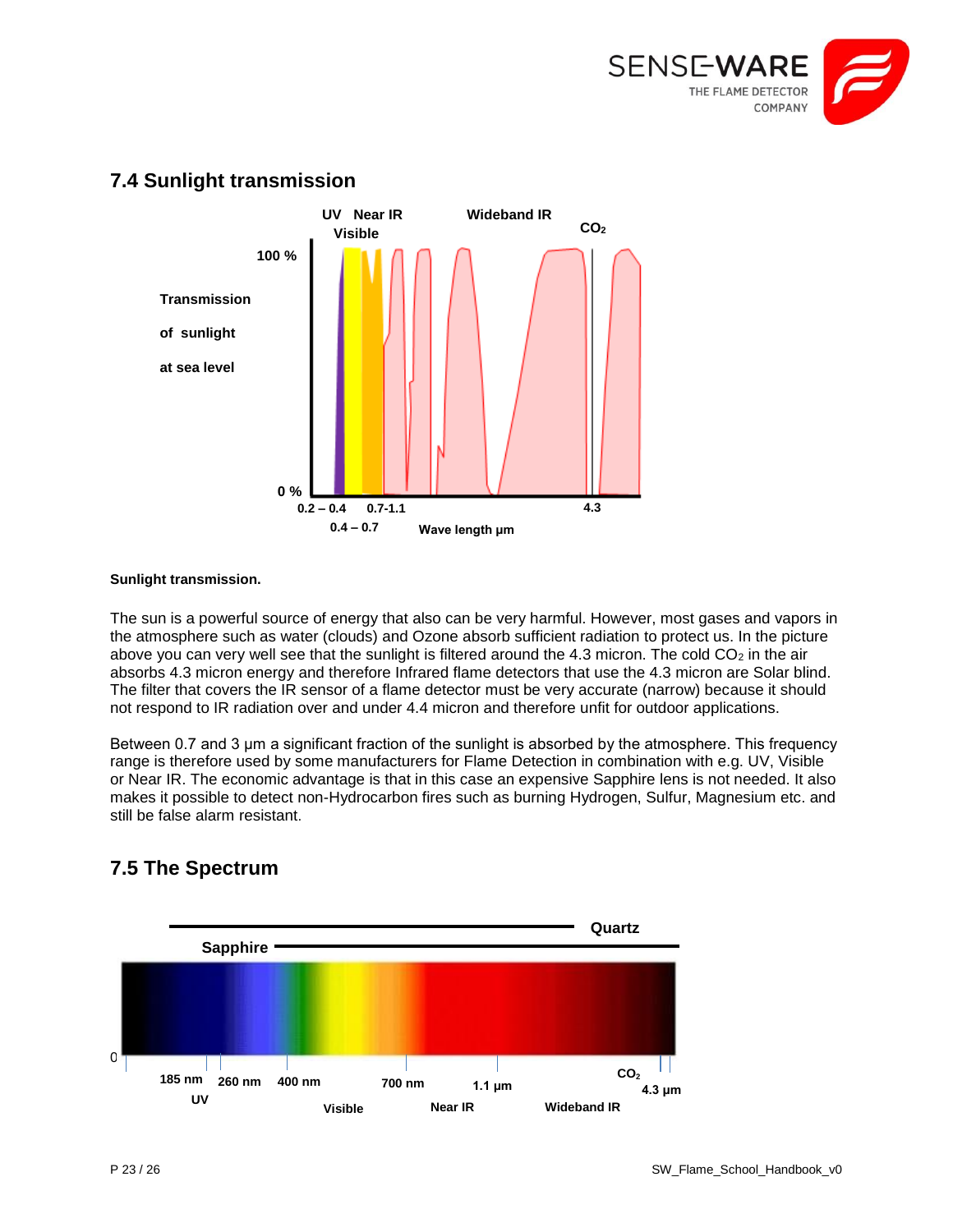## 7.4 Sunlight transmission

**Sunlight transmission.**

The sun is a powerful source of energy that also can be very harmful. However, most gases and vapors in the atmosphere such as water (clouds) and Ozone absorb sufficient radiation to protect us. In the picture above you can very well see that the sunlight is filtered around the 4.3 micron. The cold $CO_2$ in the air absorbs 4.3 micron energy and therefore Infrared flame detectors that use the 4.3 micron are Solar blind. The filter that covers the IR sensor of a flame detector must be very accurate (narrow) because it should not respond to IR radiation over and under 4.4 micron and therefore unfit for outdoor applications.

Between 0.7 and 3 µm a significant fraction of the sunlight is absorbed by the atmosphere. This frequency range is therefore used by some manufacturers for Flame Detection in combination with e.g. UV, Visible or Near IR. The economic advantage is that in this case an expensive Sapphire lens is not needed. It also makes it possible to detect non-Hydrocarbon fires such as burning Hydrogen, Sulfur, Magnesium etc. and still be false alarm resistant.

## 7.5 The Spectrum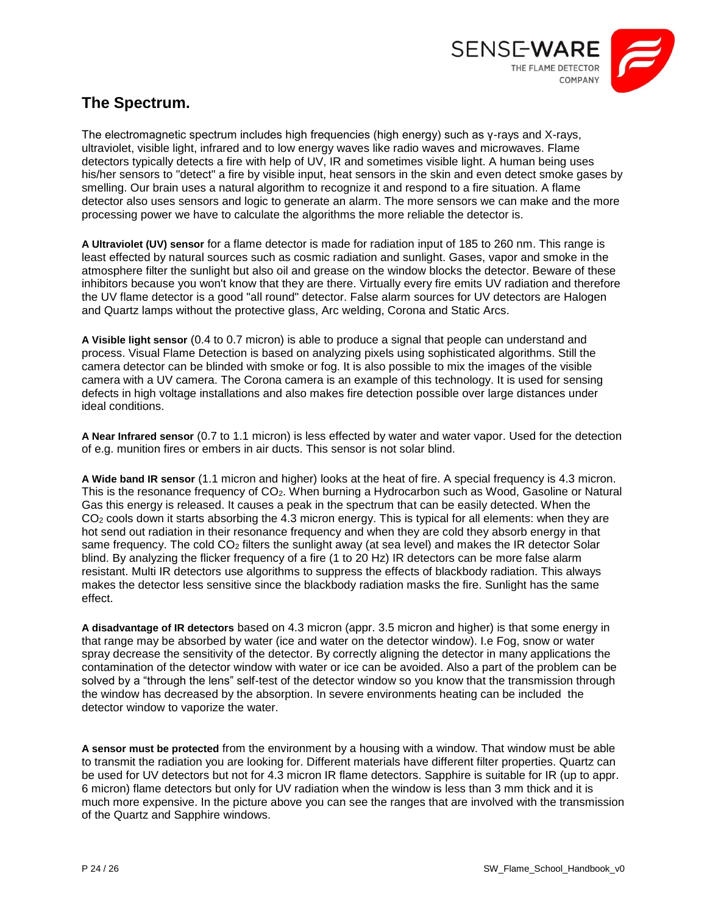## The Spectrum.

The electromagnetic spectrum includes high frequencies (high energy) such as γ-rays and X-rays, ultraviolet, visible light, infrared and to low energy waves like radio waves and microwaves. Flame detectors typically detects a fire with help of UV, IR and sometimes visible light. A human being uses his/her sensors to "detect" a fire by visible input, heat sensors in the skin and even detect smoke gases by smelling. Our brain uses a natural algorithm to recognize it and respond to a fire situation. A flame detector also uses sensors and logic to generate an alarm. The more sensors we can make and the more processing power we have to calculate the algorithms the more reliable the detector is.

**A Ultraviolet (UV) sensor** for a flame detector is made for radiation input of 185 to 260 nm. This range is least effected by natural sources such as cosmic radiation and sunlight. Gases, vapor and smoke in the atmosphere filter the sunlight but also oil and grease on the window blocks the detector. Beware of these inhibitors because you won't know that they are there. Virtually every fire emits UV radiation and therefore the UV flame detector is a good "all round" detector. False alarm sources for UV detectors are Halogen and Quartz lamps without the protective glass, Arc welding, Corona and Static Arcs.

**A Visible light sensor** (0.4 to 0.7 micron) is able to produce a signal that people can understand and process. Visual Flame Detection is based on analyzing pixels using sophisticated algorithms. Still the camera detector can be blinded with smoke or fog. It is also possible to mix the images of the visible camera with a UV camera. The Corona camera is an example of this technology. It is used for sensing defects in high voltage installations and also makes fire detection possible over large distances under ideal conditions.

**A Near Infrared sensor** (0.7 to 1.1 micron) is less effected by water and water vapor. Used for the detection of e.g. munition fires or embers in air ducts. This sensor is not solar blind.

**A Wide band IR sensor** (1.1 micron and higher) looks at the heat of fire. A special frequency is 4.3 micron. This is the resonance frequency of $CO_2$. When burning a Hydrocarbon such as Wood, Gasoline or Natural Gas this energy is released. It causes a peak in the spectrum that can be easily detected. When the $CO_2$ cools down it starts absorbing the 4.3 micron energy. This is typical for all elements: when they are hot send out radiation in their resonance frequency and when they are cold they absorb energy in that same frequency. The cold $CO_2$ filters the sunlight away (at sea level) and makes the IR detector Solar blind. By analyzing the flicker frequency of a fire (1 to 20 Hz) IR detectors can be more false alarm resistant. Multi IR detectors use algorithms to suppress the effects of blackbody radiation. This always makes the detector less sensitive since the blackbody radiation masks the fire. Sunlight has the same effect.

**A disadvantage of IR detectors** based on 4.3 micron (appr. 3.5 micron and higher) is that some energy in that range may be absorbed by water (ice and water on the detector window). I.e Fog, snow or water spray decrease the sensitivity of the detector. By correctly aligning the detector in many applications the contamination of the detector window with water or ice can be avoided. Also a part of the problem can be solved by a "through the lens" self-test of the detector window so you know that the transmission through the window has decreased by the absorption. In severe environments heating can be included the detector window to vaporize the water.

**A sensor must be protected** from the environment by a housing with a window. That window must be able to transmit the radiation you are looking for. Different materials have different filter properties. Quartz can be used for UV detectors but not for 4.3 micron IR flame detectors. Sapphire is suitable for IR (up to appr. 6 micron) flame detectors but only for UV radiation when the window is less than 3 mm thick and it is much more expensive. In the picture above you can see the ranges that are involved with the transmission of the Quartz and Sapphire windows.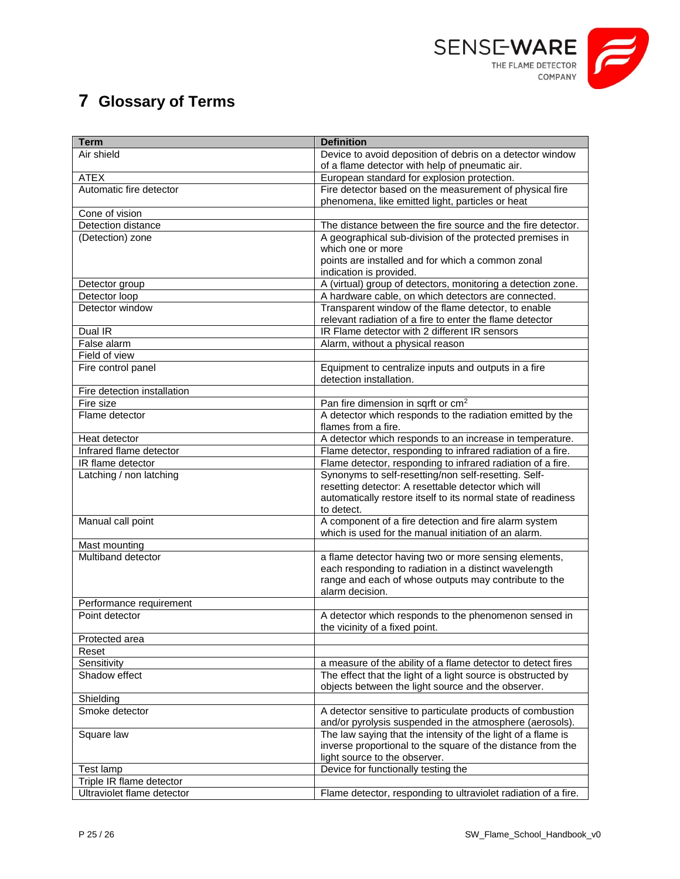# 7 Glossary of Terms

| Term | Definition |
|---|---|
| Air shield | Device to avoid deposition of debris on a detector window of a flame detector with help of pneumatic air. |
| ATEX | European standard for explosion protection. |
| Automatic fire detector | Fire detector based on the measurement of physical fire phenomena, like emitted light, particles or heat |
| Cone of vision | |
| Detection distance | The distance between the fire source and the fire detector. |
| (Detection) zone | A geographical sub-division of the protected premises in which one or more points are installed and for which a common zonal indication is provided. |
| Detector group | A (virtual) group of detectors, monitoring a detection zone. |
| Detector loop | A hardware cable, on which detectors are connected. |
| Detector window | Transparent window of the flame detector, to enable relevant radiation of a fire to enter the flame detector |
| Dual IR | IR Flame detector with 2 different IR sensors |
| False alarm | Alarm, without a physical reason |
| Field of view | |
| Fire control panel | Equipment to centralize inputs and outputs in a fire detection installation. |
| Fire detection installation | |
| Fire size | Pan fire dimension in sqrft or $cm^2$ |
| Flame detector | A detector which responds to the radiation emitted by the flames from a fire. |
| Heat detector | A detector which responds to an increase in temperature. |
| Infrared flame detector | Flame detector, responding to infrared radiation of a fire. |
| IR flame detector | Flame detector, responding to infrared radiation of a fire. |
| Latching / non latching | Synonyms to self-resetting/non self-resetting. Self-resetting detector: A resettable detector which will automatically restore itself to its normal state of readiness to detect. |
| Manual call point | A component of a fire detection and fire alarm system which is used for the manual initiation of an alarm. |
| Mast mounting | |
| Multiband detector | a flame detector having two or more sensing elements, each responding to radiation in a distinct wavelength range and each of whose outputs may contribute to the alarm decision. |
| Performance requirement | |
| Point detector | A detector which responds to the phenomenon sensed in the vicinity of a fixed point. |
| Protected area | |
| Reset | |
| Sensitivity | a measure of the ability of a flame detector to detect fires |
| Shadow effect | The effect that the light of a light source is obstructed by objects between the light source and the observer. |
| Shielding | |
| Smoke detector | A detector sensitive to particulate products of combustion and/or pyrolysis suspended in the atmosphere (aerosols). |
| Square law | The law saying that the intensity of the light of a flame is inverse proportional to the square of the distance from the light source to the observer. |
| Test lamp | Device for functionally testing the |
| Triple IR flame detector | |
| Ultraviolet flame detector | Flame detector, responding to ultraviolet radiation of a fire. |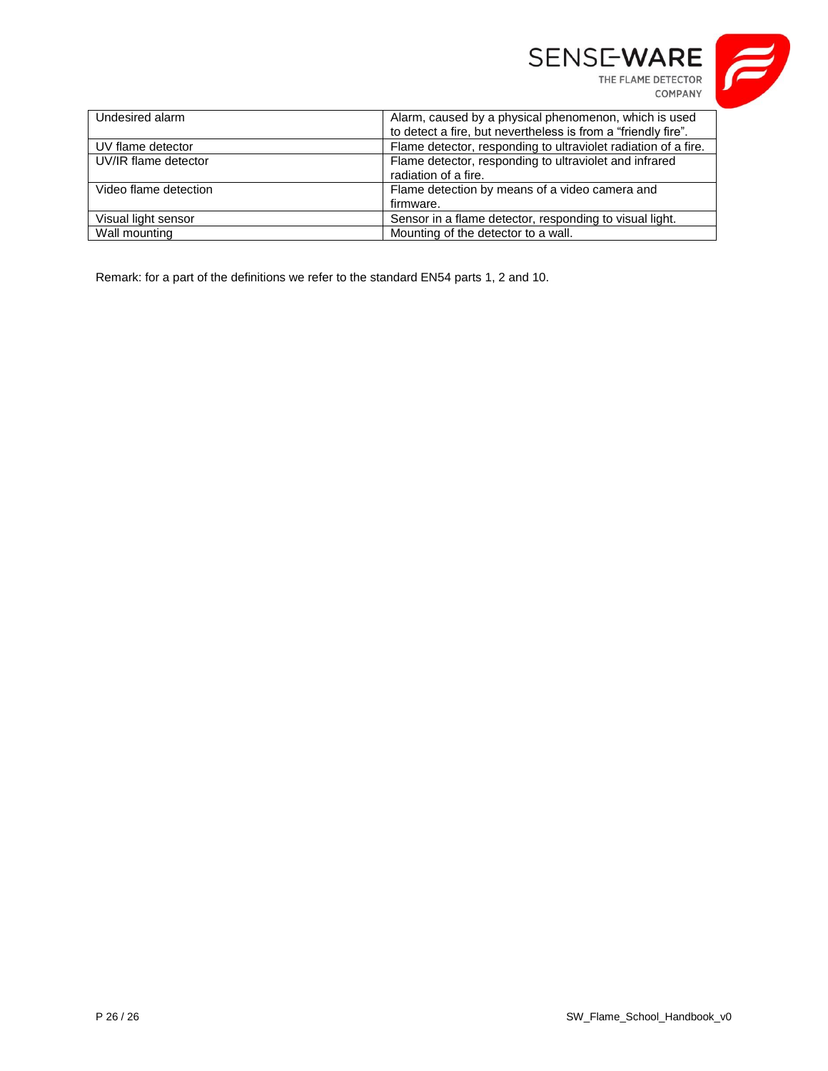| | |
|---|---|
| Undesired alarm | Alarm, caused by a physical phenomenon, which is used to detect a fire, but nevertheless is from a "friendly fire". |
| UV flame detector | Flame detector, responding to ultraviolet radiation of a fire. |
| UV/IR flame detector | Flame detector, responding to ultraviolet and infrared radiation of a fire. |
| Video flame detection | Flame detection by means of a video camera and firmware. |
| Visual light sensor | Sensor in a flame detector, responding to visual light. |
| Wall mounting | Mounting of the detector to a wall. |

Remark: for a part of the definitions we refer to the standard EN54 parts 1, 2 and 10.